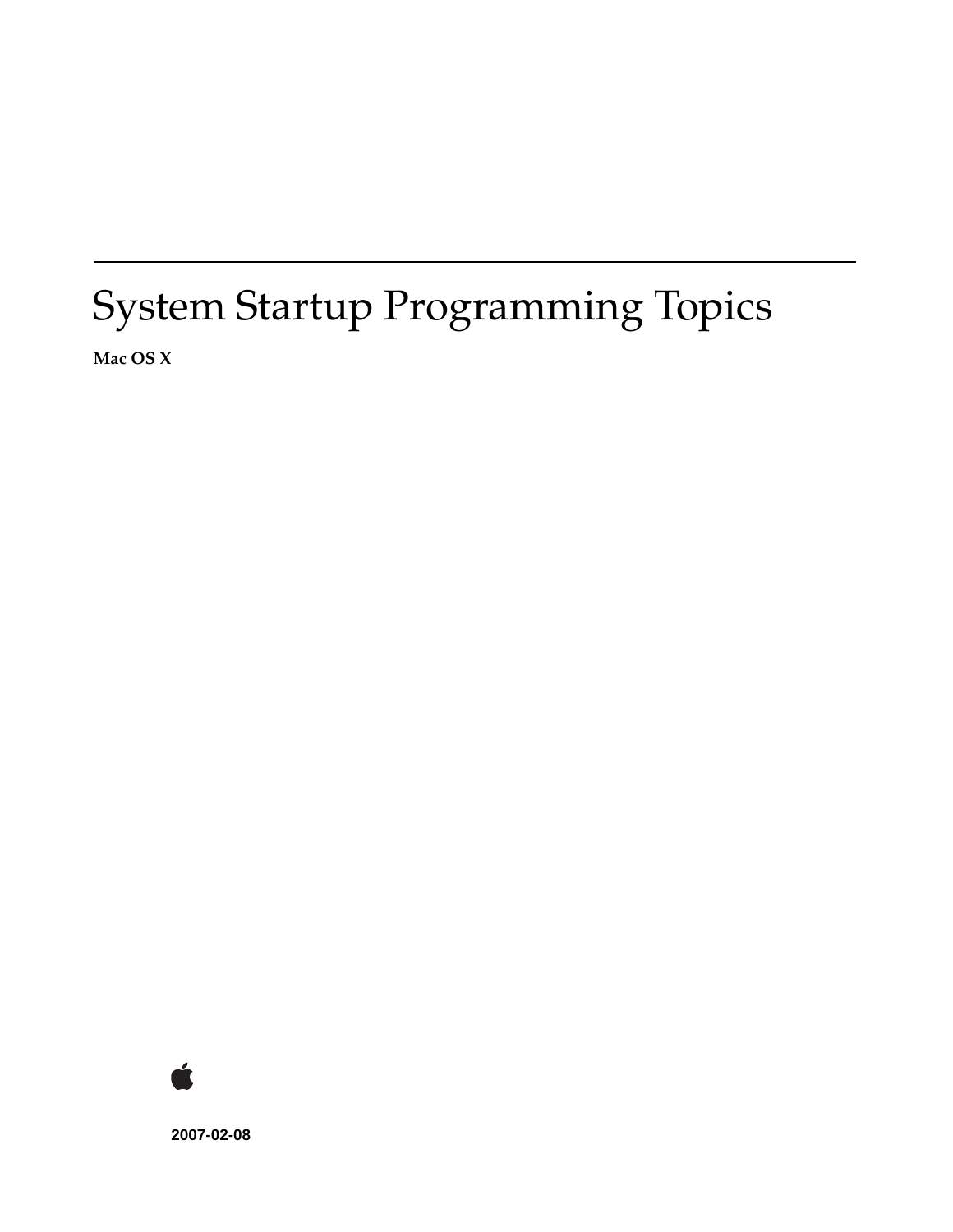# System Startup Programming Topics

**Mac OS X**

**2007-02-08**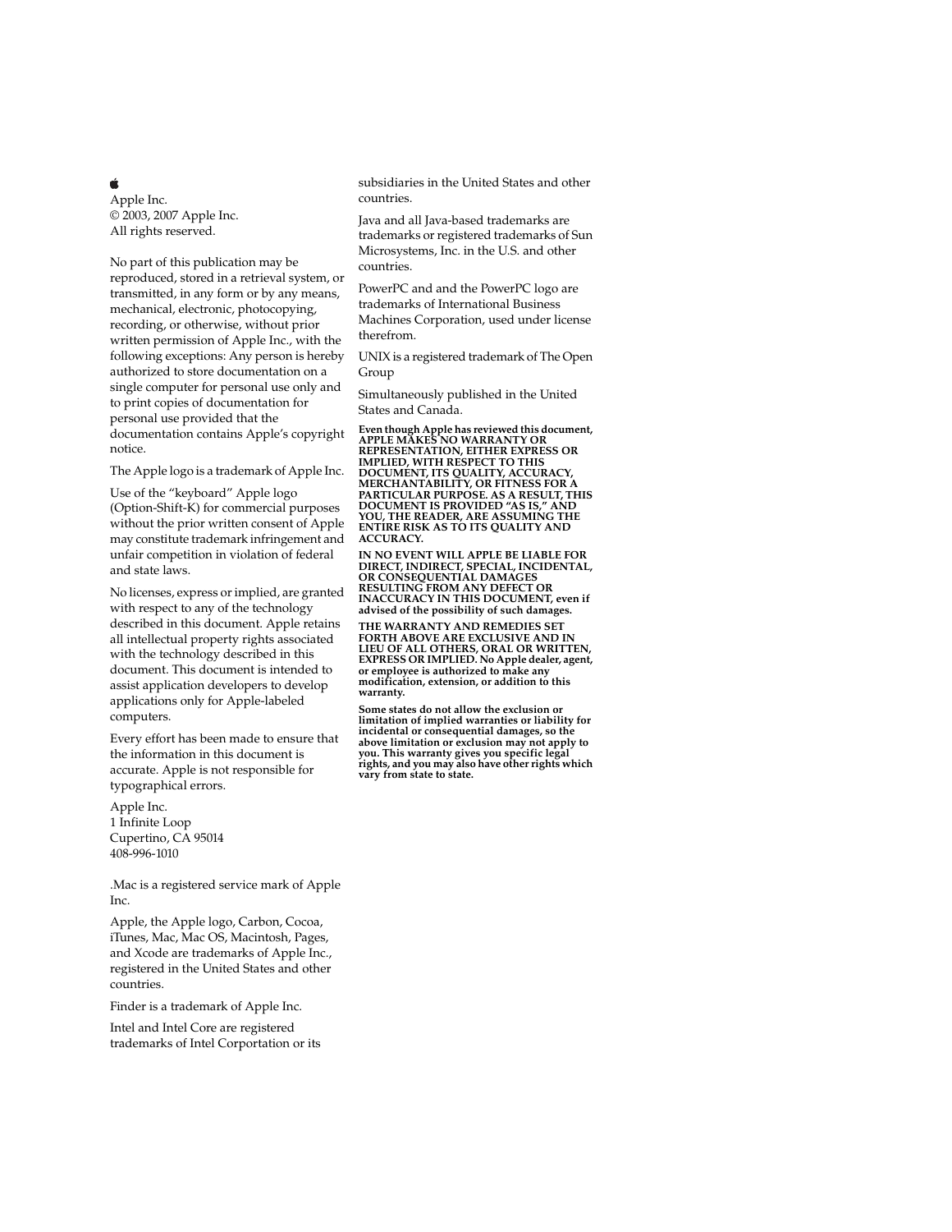Apple Inc.
© 2003, 2007 Apple Inc.
All rights reserved.

No part of this publication may be reproduced, stored in a retrieval system, or transmitted, in any form or by any means, mechanical, electronic, photocopying, recording, or otherwise, without prior written permission of Apple Inc., with the following exceptions: Any person is hereby authorized to store documentation on a single computer for personal use only and to print copies of documentation for personal use provided that the documentation contains Apple's copyright notice.

The Apple logo is a trademark of Apple Inc.

Use of the "keyboard" Apple logo (Option-Shift-K) for commercial purposes without the prior written consent of Apple may constitute trademark infringement and unfair competition in violation of federal and state laws.

No licenses, express or implied, are granted with respect to any of the technology described in this document. Apple retains all intellectual property rights associated with the technology described in this document. This document is intended to assist application developers to develop applications only for Apple-labeled computers.

Every effort has been made to ensure that the information in this document is accurate. Apple is not responsible for typographical errors.

Apple Inc.
1 Infinite Loop
Cupertino, CA 95014
408-996-1010

.Mac is a registered service mark of Apple Inc.

Apple, the Apple logo, Carbon, Cocoa, iTunes, Mac, Mac OS, Macintosh, Pages, and Xcode are trademarks of Apple Inc., registered in the United States and other countries.

Finder is a trademark of Apple Inc.

Intel and Intel Core are registered trademarks of Intel Corportation or its subsidiaries in the United States and other countries.

Java and all Java-based trademarks are trademarks or registered trademarks of Sun Microsystems, Inc. in the U.S. and other countries.

PowerPC and and the PowerPC logo are trademarks of International Business Machines Corporation, used under license therefrom.

UNIX is a registered trademark of The Open Group

Simultaneously published in the United States and Canada.

**Even though Apple has reviewed this document, APPLE MAKES NO WARRANTY OR REPRESENTATION, EITHER EXPRESS OR IMPLIED, WITH RESPECT TO THIS DOCUMENT, ITS QUALITY, ACCURACY, MERCHANTABILITY, OR FITNESS FOR A PARTICULAR PURPOSE. AS A RESULT, THIS DOCUMENT IS PROVIDED "AS IS," AND YOU, THE READER, ARE ASSUMING THE ENTIRE RISK AS TO ITS QUALITY AND ACCURACY.**

**IN NO EVENT WILL APPLE BE LIABLE FOR DIRECT, INDIRECT, SPECIAL, INCIDENTAL, OR CONSEQUENTIAL DAMAGES RESULTING FROM ANY DEFECT OR INACCURACY IN THIS DOCUMENT, even if advised of the possibility of such damages.**

**THE WARRANTY AND REMEDIES SET FORTH ABOVE ARE EXCLUSIVE AND IN LIEU OF ALL OTHERS, ORAL OR WRITTEN, EXPRESS OR IMPLIED. No Apple dealer, agent, or employee is authorized to make any modification, extension, or addition to this warranty.**

**Some states do not allow the exclusion or limitation of implied warranties or liability for incidental or consequential damages, so the above limitation or exclusion may not apply to you. This warranty gives you specific legal rights, and you may also have other rights which vary from state to state.**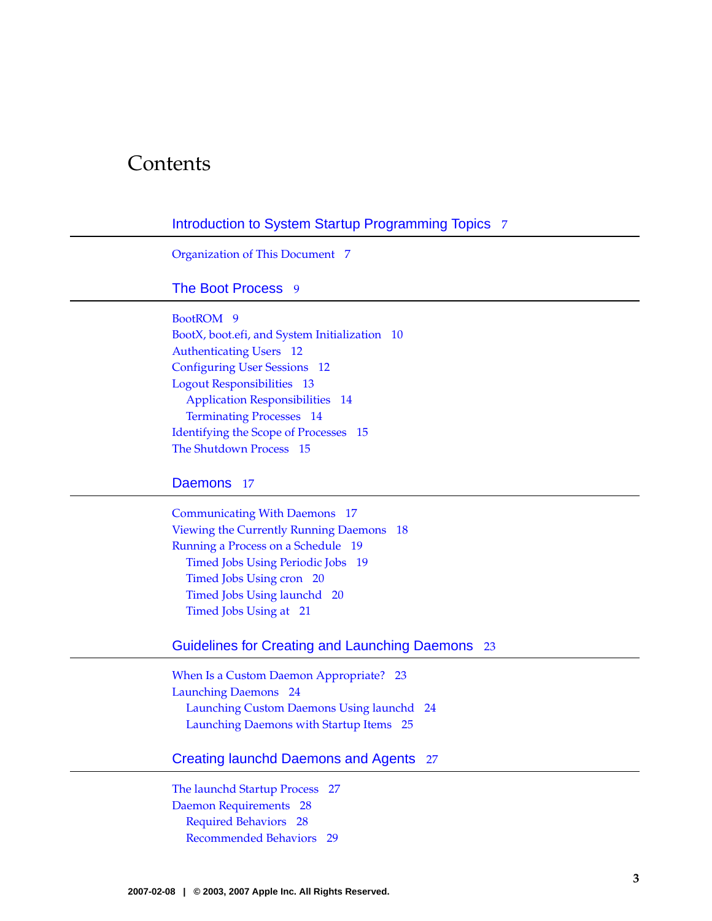# Contents

## Introduction to System Startup Programming Topics 7

Organization of This Document 7

## The Boot Process 9

BootROM 9
BootX, boot.efi, and System Initialization 10
Authenticating Users 12
Configuring User Sessions 12
Logout Responsibilities 13
    Application Responsibilities 14
    Terminating Processes 14
Identifying the Scope of Processes 15
The Shutdown Process 15

## Daemons 17

Communicating With Daemons 17
Viewing the Currently Running Daemons 18
Running a Process on a Schedule 19
    Timed Jobs Using Periodic Jobs 19
    Timed Jobs Using cron 20
    Timed Jobs Using launchd 20
    Timed Jobs Using at 21

## Guidelines for Creating and Launching Daemons 23

When Is a Custom Daemon Appropriate? 23
Launching Daemons 24
    Launching Custom Daemons Using launchd 24
    Launching Daemons with Startup Items 25

## Creating launchd Daemons and Agents 27

The launchd Startup Process 27
Daemon Requirements 28
    Required Behaviors 28
    Recommended Behaviors 29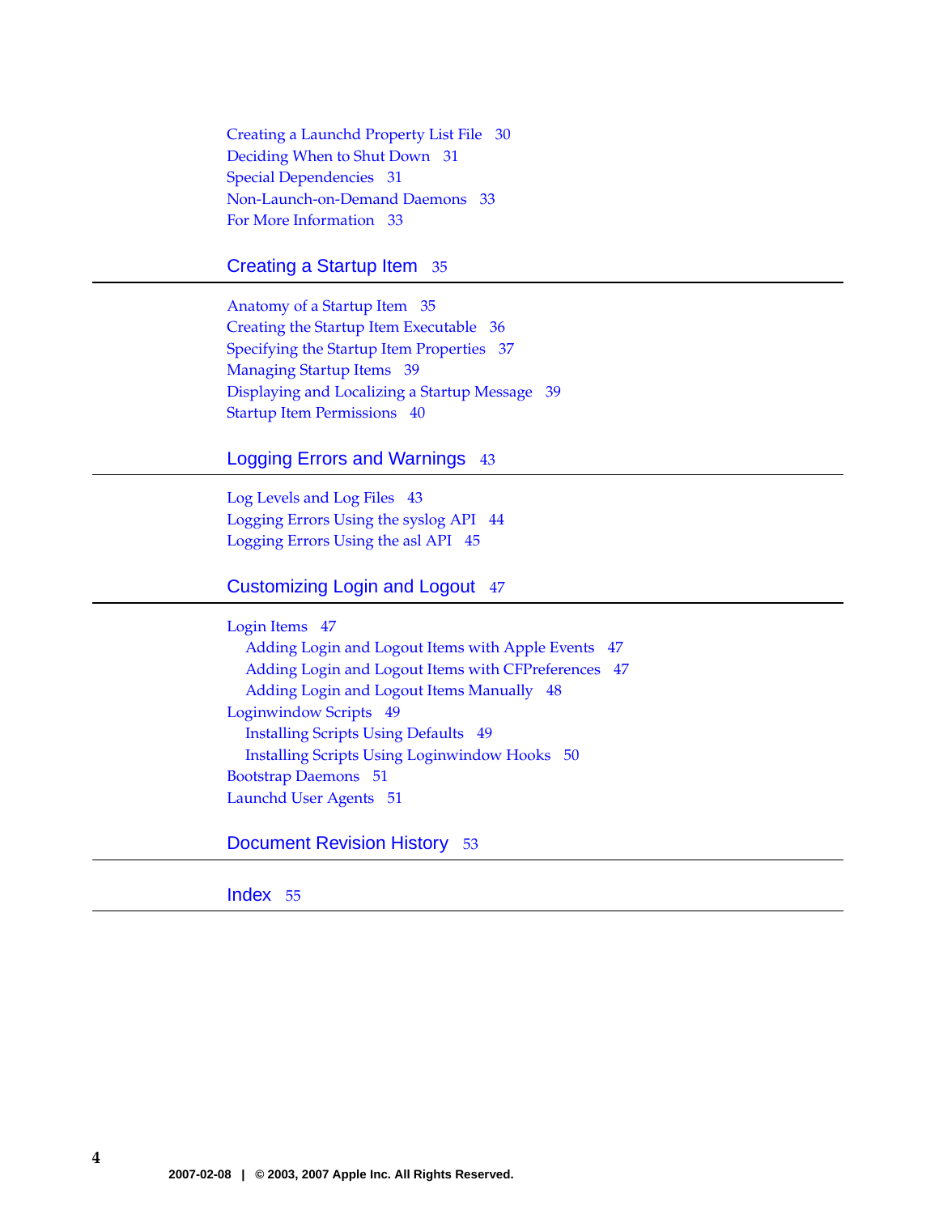Creating a Launchd Property List File 30
Deciding When to Shut Down 31
Special Dependencies 31
Non-Launch-on-Demand Daemons 33
For More Information 33

## Creating a Startup Item 35

Anatomy of a Startup Item 35
Creating the Startup Item Executable 36
Specifying the Startup Item Properties 37
Managing Startup Items 39
Displaying and Localizing a Startup Message 39
Startup Item Permissions 40

## Logging Errors and Warnings 43

Log Levels and Log Files 43
Logging Errors Using the syslog API 44
Logging Errors Using the asl API 45

## Customizing Login and Logout 47

Login Items 47
- Adding Login and Logout Items with Apple Events 47
- Adding Login and Logout Items with CFPreferences 47
- Adding Login and Logout Items Manually 48

Loginwindow Scripts 49
- Installing Scripts Using Defaults 49
- Installing Scripts Using Loginwindow Hooks 50

Bootstrap Daemons 51
Launchd User Agents 51

## Document Revision History 53

## Index 55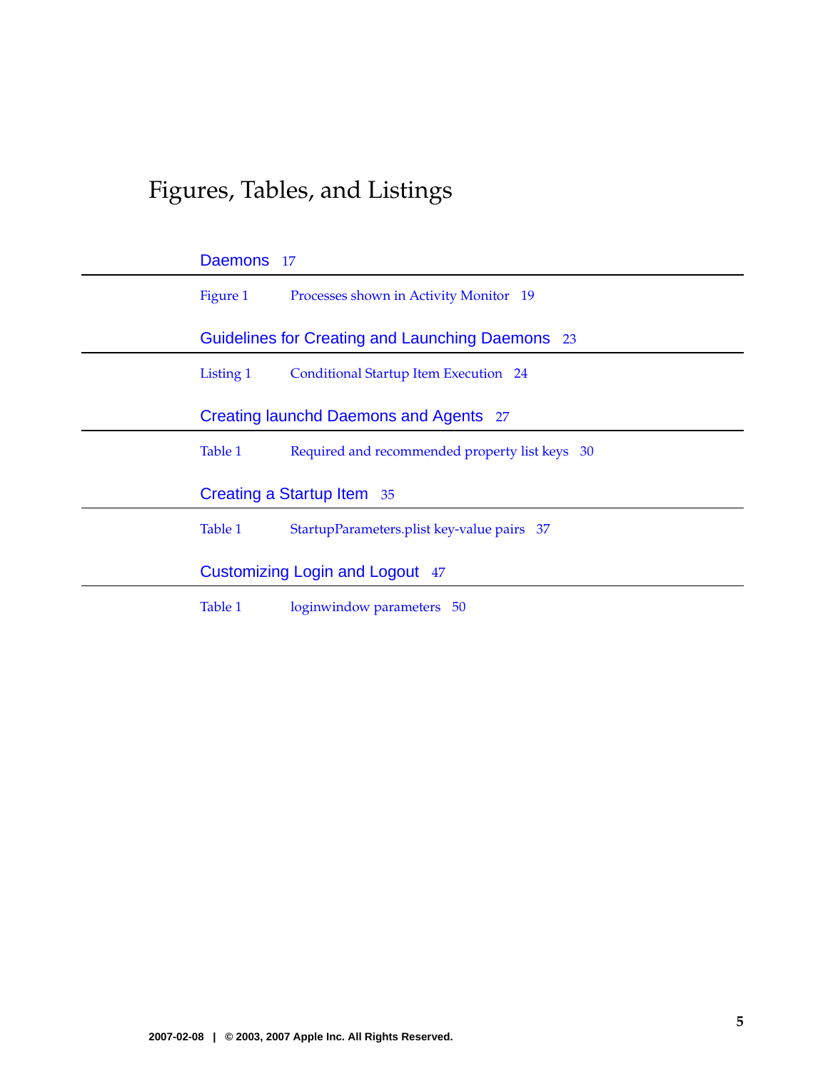# Figures, Tables, and Listings

## Daemons 17

Figure 1 Processes shown in Activity Monitor 19

## Guidelines for Creating and Launching Daemons 23

Listing 1 Conditional Startup Item Execution 24

## Creating launchd Daemons and Agents 27

Table 1 Required and recommended property list keys 30

## Creating a Startup Item 35

Table 1 StartupParameters.plist key-value pairs 37

## Customizing Login and Logout 47

Table 1 loginwindow parameters 50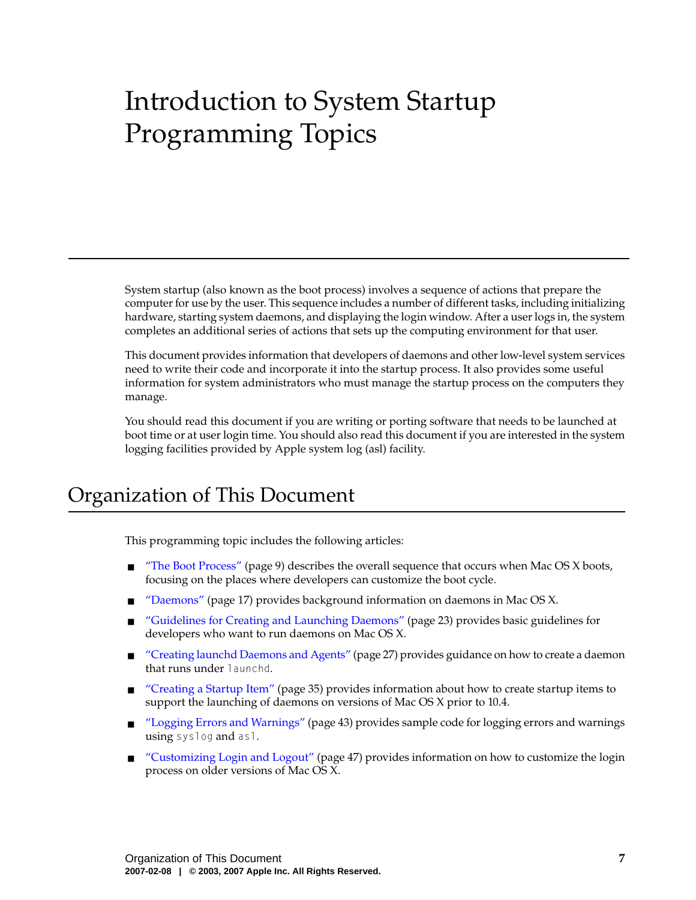# Introduction to System Startup Programming Topics

System startup (also known as the boot process) involves a sequence of actions that prepare the computer for use by the user. This sequence includes a number of different tasks, including initializing hardware, starting system daemons, and displaying the login window. After a user logs in, the system completes an additional series of actions that sets up the computing environment for that user.

This document provides information that developers of daemons and other low-level system services need to write their code and incorporate it into the startup process. It also provides some useful information for system administrators who must manage the startup process on the computers they manage.

You should read this document if you are writing or porting software that needs to be launched at boot time or at user login time. You should also read this document if you are interested in the system logging facilities provided by Apple system log (asl) facility.

## Organization of This Document

This programming topic includes the following articles:

- "The Boot Process" (page 9) describes the overall sequence that occurs when Mac OS X boots, focusing on the places where developers can customize the boot cycle.
- "Daemons" (page 17) provides background information on daemons in Mac OS X.
- "Guidelines for Creating and Launching Daemons" (page 23) provides basic guidelines for developers who want to run daemons on Mac OS X.
- "Creating launchd Daemons and Agents" (page 27) provides guidance on how to create a daemon that runs under `launchd`.
- "Creating a Startup Item" (page 35) provides information about how to create startup items to support the launching of daemons on versions of Mac OS X prior to 10.4.
- "Logging Errors and Warnings" (page 43) provides sample code for logging errors and warnings using `syslog` and `asl`.
- "Customizing Login and Logout" (page 47) provides information on how to customize the login process on older versions of Mac OS X.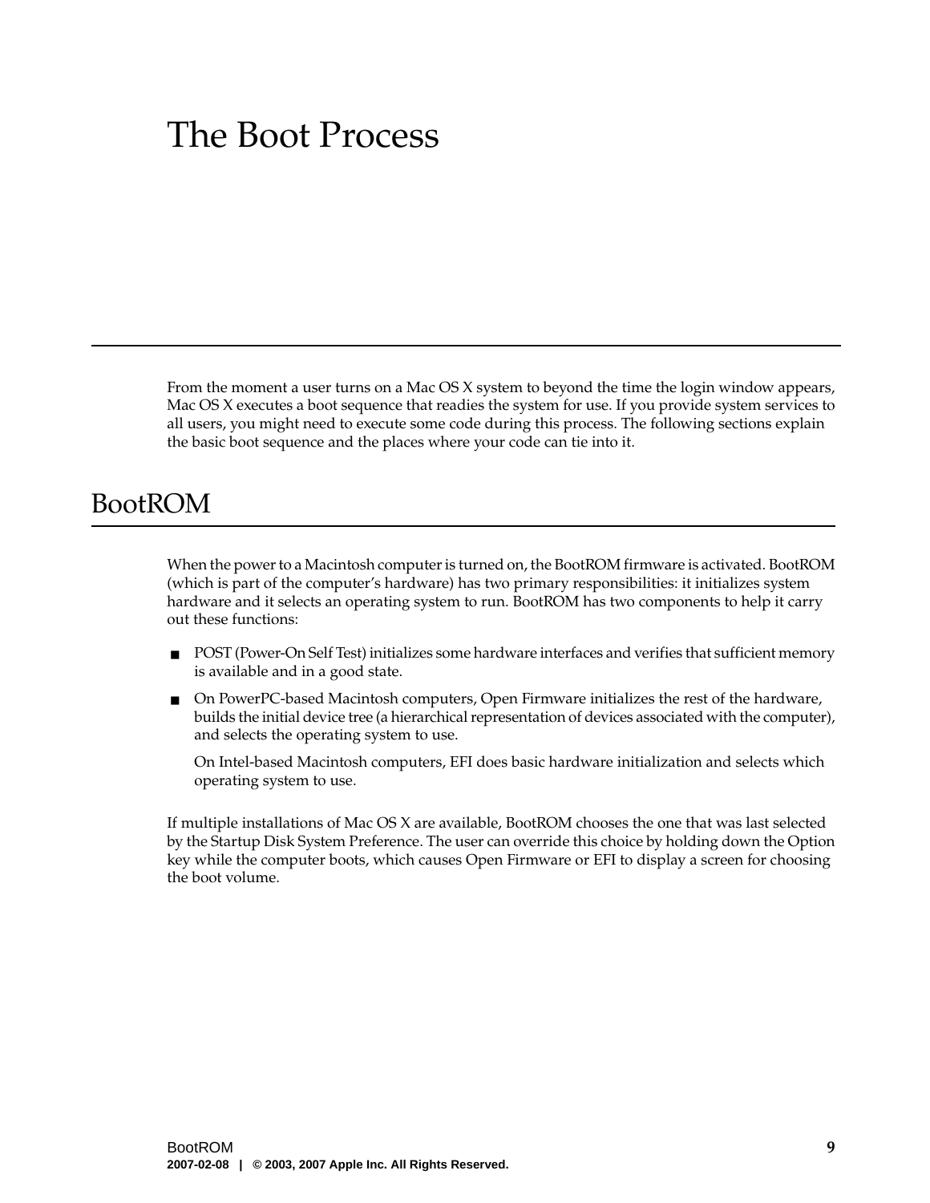# The Boot Process

From the moment a user turns on a Mac OS X system to beyond the time the login window appears, Mac OS X executes a boot sequence that readies the system for use. If you provide system services to all users, you might need to execute some code during this process. The following sections explain the basic boot sequence and the places where your code can tie into it.

## BootROM

When the power to a Macintosh computer is turned on, the BootROM firmware is activated. BootROM (which is part of the computer's hardware) has two primary responsibilities: it initializes system hardware and it selects an operating system to run. BootROM has two components to help it carry out these functions:

- POST (Power-On Self Test) initializes some hardware interfaces and verifies that sufficient memory is available and in a good state.
- On PowerPC-based Macintosh computers, Open Firmware initializes the rest of the hardware, builds the initial device tree (a hierarchical representation of devices associated with the computer), and selects the operating system to use.

  On Intel-based Macintosh computers, EFI does basic hardware initialization and selects which operating system to use.

If multiple installations of Mac OS X are available, BootROM chooses the one that was last selected by the Startup Disk System Preference. The user can override this choice by holding down the Option key while the computer boots, which causes Open Firmware or EFI to display a screen for choosing the boot volume.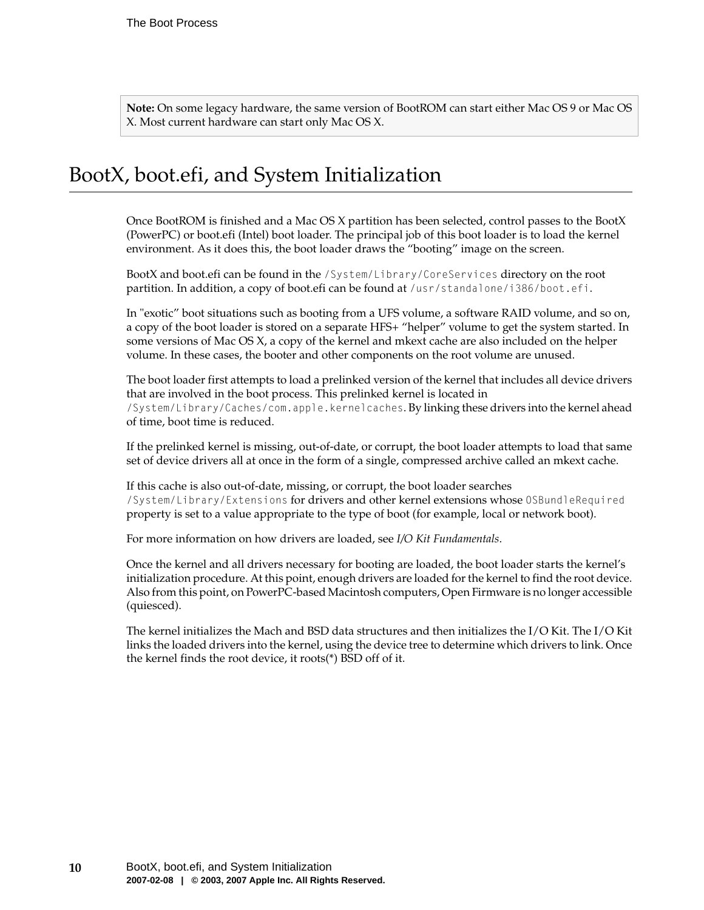**Note:** On some legacy hardware, the same version of BootROM can start either Mac OS 9 or Mac OS X. Most current hardware can start only Mac OS X.

## BootX, boot.efi, and System Initialization

Once BootROM is finished and a Mac OS X partition has been selected, control passes to the BootX (PowerPC) or boot.efi (Intel) boot loader. The principal job of this boot loader is to load the kernel environment. As it does this, the boot loader draws the "booting" image on the screen.

BootX and boot.efi can be found in the `/System/Library/CoreServices` directory on the root partition. In addition, a copy of boot.efi can be found at `/usr/standalone/i386/boot.efi`.

In "exotic" boot situations such as booting from a UFS volume, a software RAID volume, and so on, a copy of the boot loader is stored on a separate HFS+ "helper" volume to get the system started. In some versions of Mac OS X, a copy of the kernel and mkext cache are also included on the helper volume. In these cases, the booter and other components on the root volume are unused.

The boot loader first attempts to load a prelinked version of the kernel that includes all device drivers that are involved in the boot process. This prelinked kernel is located in `/System/Library/Caches/com.apple.kernelcaches`. By linking these drivers into the kernel ahead of time, boot time is reduced.

If the prelinked kernel is missing, out-of-date, or corrupt, the boot loader attempts to load that same set of device drivers all at once in the form of a single, compressed archive called an mkext cache.

If this cache is also out-of-date, missing, or corrupt, the boot loader searches `/System/Library/Extensions` for drivers and other kernel extensions whose `OSBundleRequired` property is set to a value appropriate to the type of boot (for example, local or network boot).

For more information on how drivers are loaded, see *I/O Kit Fundamentals*.

Once the kernel and all drivers necessary for booting are loaded, the boot loader starts the kernel's initialization procedure. At this point, enough drivers are loaded for the kernel to find the root device. Also from this point, on PowerPC-based Macintosh computers, Open Firmware is no longer accessible (quiesced).

The kernel initializes the Mach and BSD data structures and then initializes the I/O Kit. The I/O Kit links the loaded drivers into the kernel, using the device tree to determine which drivers to link. Once the kernel finds the root device, it roots(*) BSD off of it.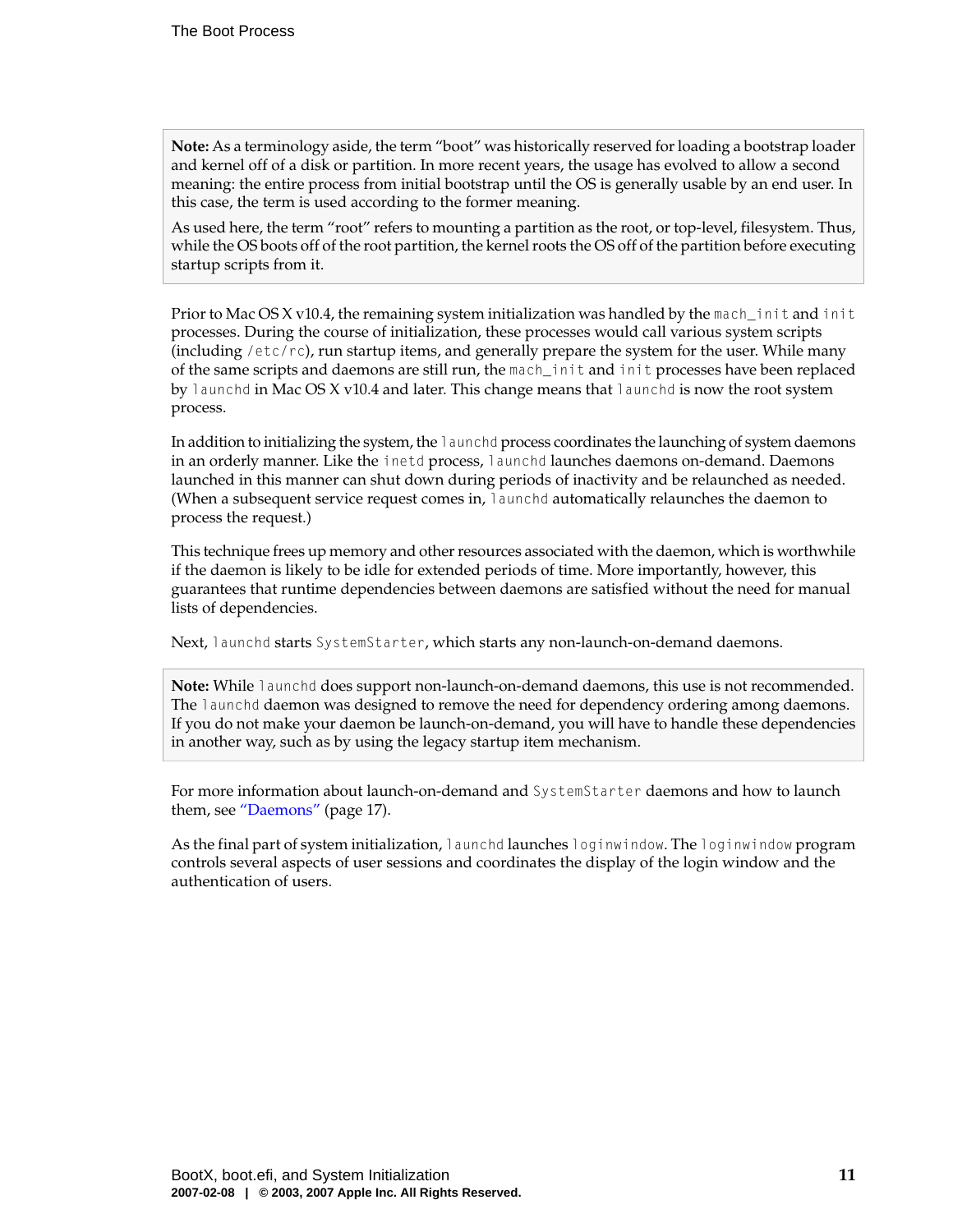**Note:** As a terminology aside, the term "boot" was historically reserved for loading a bootstrap loader and kernel off of a disk or partition. In more recent years, the usage has evolved to allow a second meaning: the entire process from initial bootstrap until the OS is generally usable by an end user. In this case, the term is used according to the former meaning.

As used here, the term "root" refers to mounting a partition as the root, or top-level, filesystem. Thus, while the OS boots off of the root partition, the kernel roots the OS off of the partition before executing startup scripts from it.

Prior to Mac OS X v10.4, the remaining system initialization was handled by the `mach_init` and `init` processes. During the course of initialization, these processes would call various system scripts (including `/etc/rc`), run startup items, and generally prepare the system for the user. While many of the same scripts and daemons are still run, the `mach_init` and `init` processes have been replaced by `launchd` in Mac OS X v10.4 and later. This change means that `launchd` is now the root system process.

In addition to initializing the system, the `launchd` process coordinates the launching of system daemons in an orderly manner. Like the `inetd` process, `launchd` launches daemons on-demand. Daemons launched in this manner can shut down during periods of inactivity and be relaunched as needed. (When a subsequent service request comes in, `launchd` automatically relaunches the daemon to process the request.)

This technique frees up memory and other resources associated with the daemon, which is worthwhile if the daemon is likely to be idle for extended periods of time. More importantly, however, this guarantees that runtime dependencies between daemons are satisfied without the need for manual lists of dependencies.

Next, `launchd` starts `SystemStarter`, which starts any non-launch-on-demand daemons.

**Note:** While `launchd` does support non-launch-on-demand daemons, this use is not recommended. The `launchd` daemon was designed to remove the need for dependency ordering among daemons. If you do not make your daemon be launch-on-demand, you will have to handle these dependencies in another way, such as by using the legacy startup item mechanism.

For more information about launch-on-demand and `SystemStarter` daemons and how to launch them, see "Daemons" (page 17).

As the final part of system initialization, `launchd` launches `loginwindow`. The `loginwindow` program controls several aspects of user sessions and coordinates the display of the login window and the authentication of users.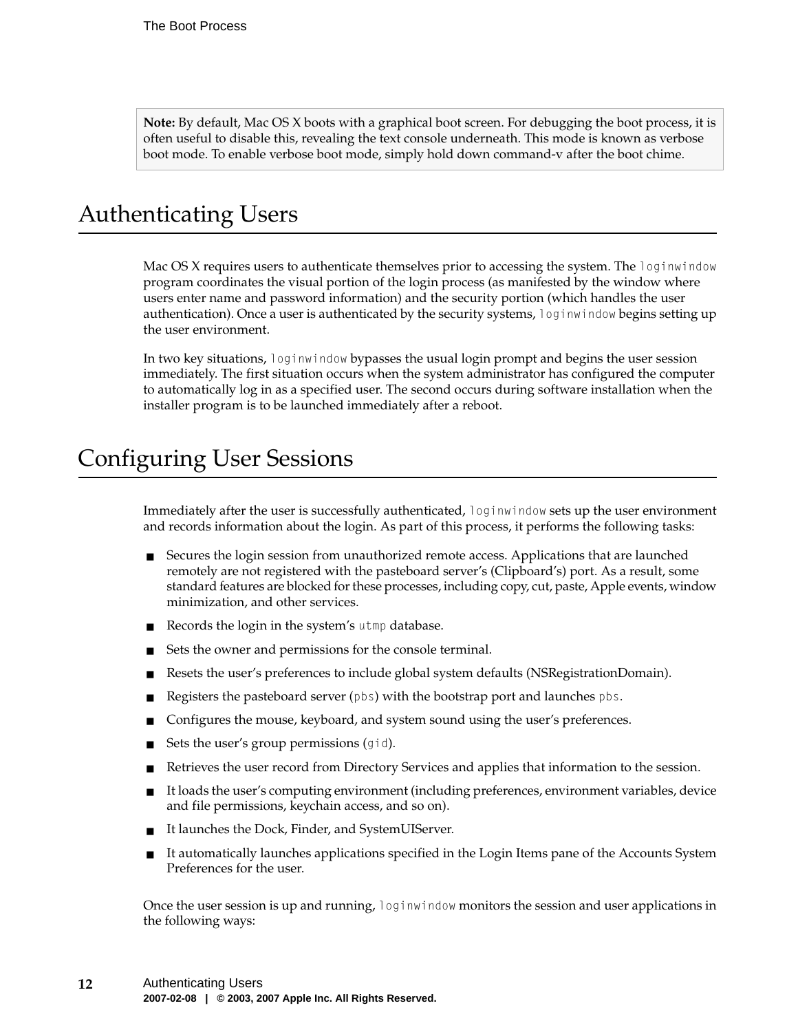**Note:** By default, Mac OS X boots with a graphical boot screen. For debugging the boot process, it is often useful to disable this, revealing the text console underneath. This mode is known as verbose boot mode. To enable verbose boot mode, simply hold down command-v after the boot chime.

# Authenticating Users

Mac OS X requires users to authenticate themselves prior to accessing the system. The `loginwindow` program coordinates the visual portion of the login process (as manifested by the window where users enter name and password information) and the security portion (which handles the user authentication). Once a user is authenticated by the security systems, `loginwindow` begins setting up the user environment.

In two key situations, `loginwindow` bypasses the usual login prompt and begins the user session immediately. The first situation occurs when the system administrator has configured the computer to automatically log in as a specified user. The second occurs during software installation when the installer program is to be launched immediately after a reboot.

# Configuring User Sessions

Immediately after the user is successfully authenticated, `loginwindow` sets up the user environment and records information about the login. As part of this process, it performs the following tasks:

- Secures the login session from unauthorized remote access. Applications that are launched remotely are not registered with the pasteboard server's (Clipboard's) port. As a result, some standard features are blocked for these processes, including copy, cut, paste, Apple events, window minimization, and other services.
- Records the login in the system's `utmp` database.
- Sets the owner and permissions for the console terminal.
- Resets the user's preferences to include global system defaults (NSRegistrationDomain).
- Registers the pasteboard server (`pbs`) with the bootstrap port and launches `pbs`.
- Configures the mouse, keyboard, and system sound using the user's preferences.
- Sets the user's group permissions (`gid`).
- Retrieves the user record from Directory Services and applies that information to the session.
- It loads the user's computing environment (including preferences, environment variables, device and file permissions, keychain access, and so on).
- It launches the Dock, Finder, and SystemUIServer.
- It automatically launches applications specified in the Login Items pane of the Accounts System Preferences for the user.

Once the user session is up and running, `loginwindow` monitors the session and user applications in the following ways: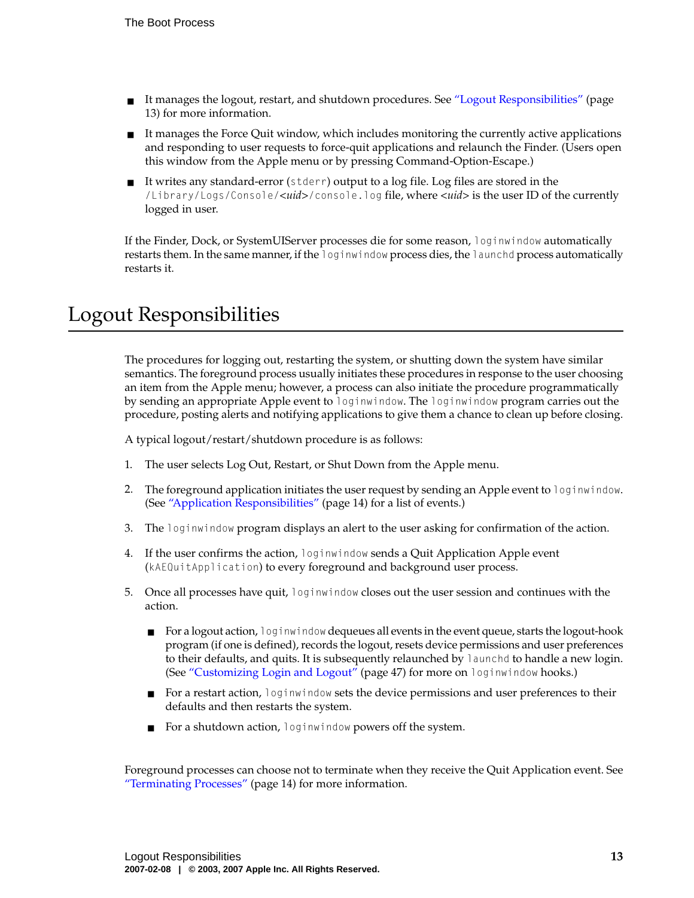- It manages the logout, restart, and shutdown procedures. See "Logout Responsibilities" (page 13) for more information.
- It manages the Force Quit window, which includes monitoring the currently active applications and responding to user requests to force-quit applications and relaunch the Finder. (Users open this window from the Apple menu or by pressing Command-Option-Escape.)
- It writes any standard-error (`stderr`) output to a log file. Log files are stored in the `/Library/Logs/Console/`*<uid>*`/console.log` file, where *<uid>* is the user ID of the currently logged in user.

If the Finder, Dock, or SystemUIServer processes die for some reason, `loginwindow` automatically restarts them. In the same manner, if the `loginwindow` process dies, the `launchd` process automatically restarts it.

# Logout Responsibilities

The procedures for logging out, restarting the system, or shutting down the system have similar semantics. The foreground process usually initiates these procedures in response to the user choosing an item from the Apple menu; however, a process can also initiate the procedure programmatically by sending an appropriate Apple event to `loginwindow`. The `loginwindow` program carries out the procedure, posting alerts and notifying applications to give them a chance to clean up before closing.

A typical logout/restart/shutdown procedure is as follows:

1. The user selects Log Out, Restart, or Shut Down from the Apple menu.
2. The foreground application initiates the user request by sending an Apple event to `loginwindow`. (See "Application Responsibilities" (page 14) for a list of events.)
3. The `loginwindow` program displays an alert to the user asking for confirmation of the action.
4. If the user confirms the action, `loginwindow` sends a Quit Application Apple event (`kAEQuitApplication`) to every foreground and background user process.
5. Once all processes have quit, `loginwindow` closes out the user session and continues with the action.
   - For a logout action, `loginwindow` dequeues all events in the event queue, starts the logout-hook program (if one is defined), records the logout, resets device permissions and user preferences to their defaults, and quits. It is subsequently relaunched by `launchd` to handle a new login. (See "Customizing Login and Logout" (page 47) for more on `loginwindow` hooks.)
   - For a restart action, `loginwindow` sets the device permissions and user preferences to their defaults and then restarts the system.
   - For a shutdown action, `loginwindow` powers off the system.

Foreground processes can choose not to terminate when they receive the Quit Application event. See "Terminating Processes" (page 14) for more information.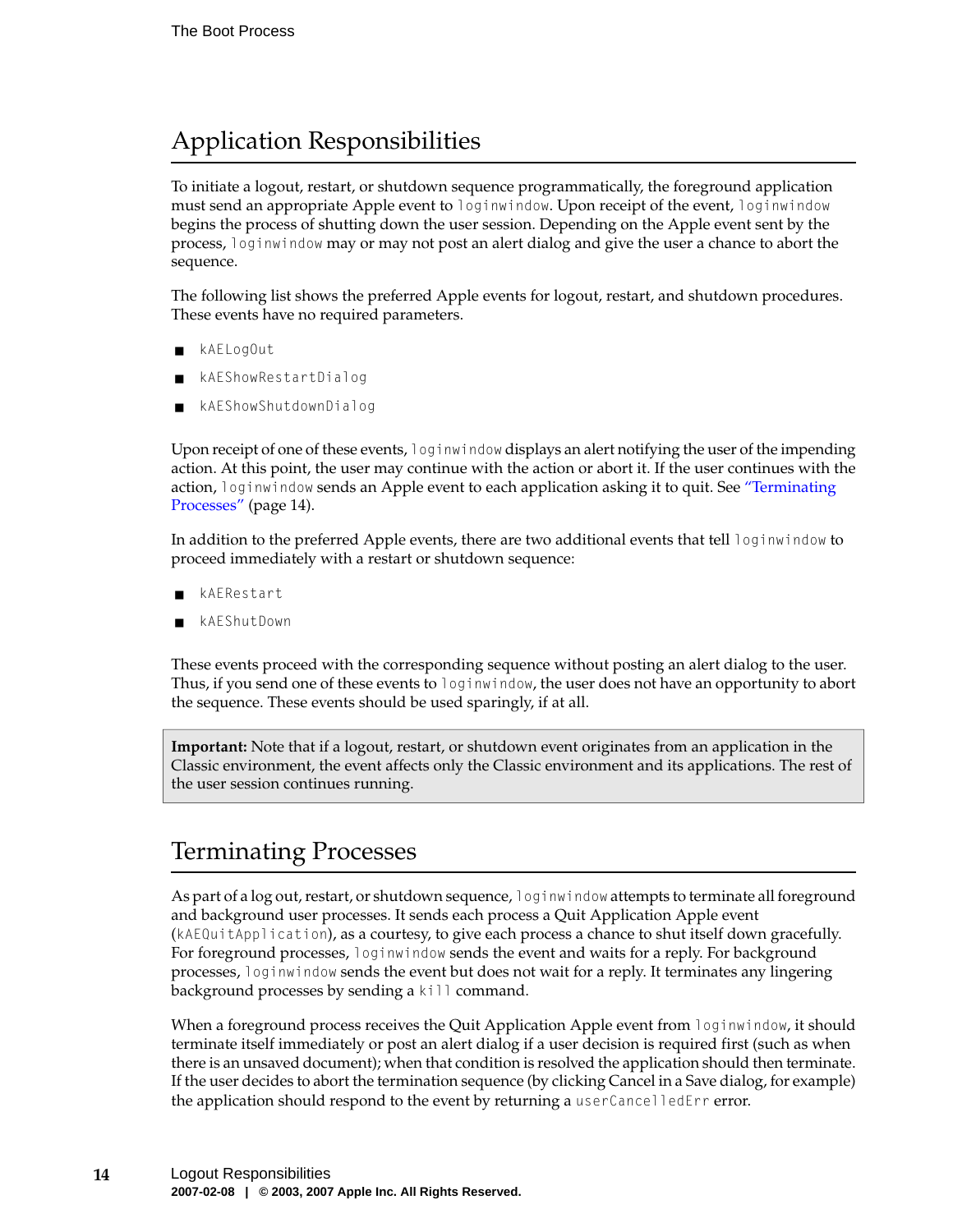## Application Responsibilities

To initiate a logout, restart, or shutdown sequence programmatically, the foreground application must send an appropriate Apple event to `loginwindow`. Upon receipt of the event, `loginwindow` begins the process of shutting down the user session. Depending on the Apple event sent by the process, `loginwindow` may or may not post an alert dialog and give the user a chance to abort the sequence.

The following list shows the preferred Apple events for logout, restart, and shutdown procedures. These events have no required parameters.

- `kAELogOut`
- `kAEShowRestartDialog`
- `kAEShowShutdownDialog`

Upon receipt of one of these events, `loginwindow` displays an alert notifying the user of the impending action. At this point, the user may continue with the action or abort it. If the user continues with the action, `loginwindow` sends an Apple event to each application asking it to quit. See "Terminating Processes" (page 14).

In addition to the preferred Apple events, there are two additional events that tell `loginwindow` to proceed immediately with a restart or shutdown sequence:

- `kAERestart`
- `kAEShutDown`

These events proceed with the corresponding sequence without posting an alert dialog to the user. Thus, if you send one of these events to `loginwindow`, the user does not have an opportunity to abort the sequence. These events should be used sparingly, if at all.

> **Important:** Note that if a logout, restart, or shutdown event originates from an application in the Classic environment, the event affects only the Classic environment and its applications. The rest of the user session continues running.

## Terminating Processes

As part of a log out, restart, or shutdown sequence, `loginwindow` attempts to terminate all foreground and background user processes. It sends each process a Quit Application Apple event (`kAEQuitApplication`), as a courtesy, to give each process a chance to shut itself down gracefully. For foreground processes, `loginwindow` sends the event and waits for a reply. For background processes, `loginwindow` sends the event but does not wait for a reply. It terminates any lingering background processes by sending a `kill` command.

When a foreground process receives the Quit Application Apple event from `loginwindow`, it should terminate itself immediately or post an alert dialog if a user decision is required first (such as when there is an unsaved document); when that condition is resolved the application should then terminate. If the user decides to abort the termination sequence (by clicking Cancel in a Save dialog, for example) the application should respond to the event by returning a `userCancelledErr` error.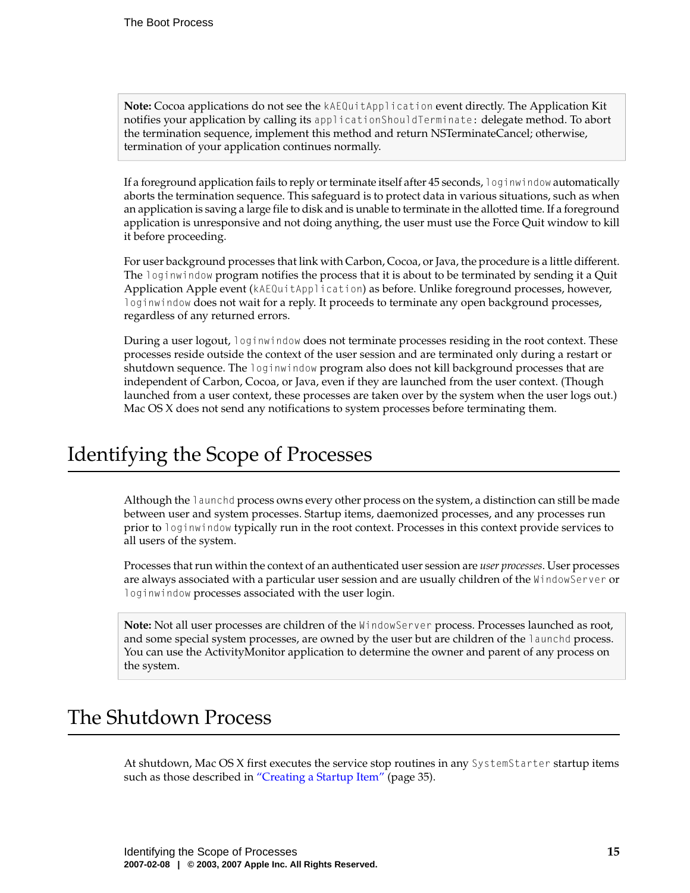**Note:** Cocoa applications do not see the `kAEQuitApplication` event directly. The Application Kit notifies your application by calling its `applicationShouldTerminate:` delegate method. To abort the termination sequence, implement this method and return NSTerminateCancel; otherwise, termination of your application continues normally.

If a foreground application fails to reply or terminate itself after 45 seconds, `loginwindow` automatically aborts the termination sequence. This safeguard is to protect data in various situations, such as when an application is saving a large file to disk and is unable to terminate in the allotted time. If a foreground application is unresponsive and not doing anything, the user must use the Force Quit window to kill it before proceeding.

For user background processes that link with Carbon, Cocoa, or Java, the procedure is a little different. The `loginwindow` program notifies the process that it is about to be terminated by sending it a Quit Application Apple event (`kAEQuitApplication`) as before. Unlike foreground processes, however, `loginwindow` does not wait for a reply. It proceeds to terminate any open background processes, regardless of any returned errors.

During a user logout, `loginwindow` does not terminate processes residing in the root context. These processes reside outside the context of the user session and are terminated only during a restart or shutdown sequence. The `loginwindow` program also does not kill background processes that are independent of Carbon, Cocoa, or Java, even if they are launched from the user context. (Though launched from a user context, these processes are taken over by the system when the user logs out.) Mac OS X does not send any notifications to system processes before terminating them.

# Identifying the Scope of Processes

Although the `launchd` process owns every other process on the system, a distinction can still be made between user and system processes. Startup items, daemonized processes, and any processes run prior to `loginwindow` typically run in the root context. Processes in this context provide services to all users of the system.

Processes that run within the context of an authenticated user session are *user processes*. User processes are always associated with a particular user session and are usually children of the `WindowServer` or `loginwindow` processes associated with the user login.

**Note:** Not all user processes are children of the `WindowServer` process. Processes launched as root, and some special system processes, are owned by the user but are children of the `launchd` process. You can use the ActivityMonitor application to determine the owner and parent of any process on the system.

# The Shutdown Process

At shutdown, Mac OS X first executes the service stop routines in any `SystemStarter` startup items such as those described in "Creating a Startup Item" (page 35).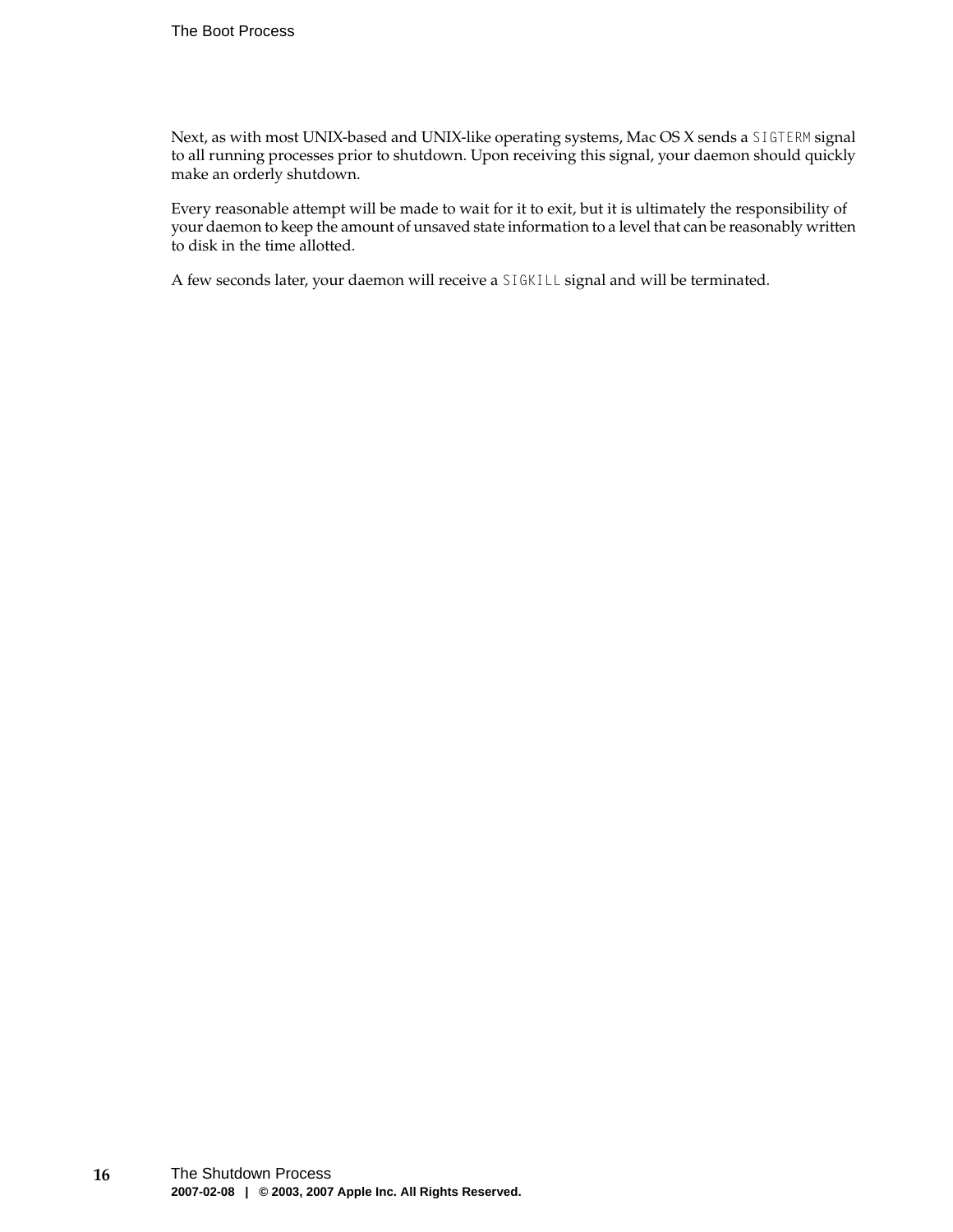Next, as with most UNIX-based and UNIX-like operating systems, Mac OS X sends a `SIGTERM` signal to all running processes prior to shutdown. Upon receiving this signal, your daemon should quickly make an orderly shutdown.

Every reasonable attempt will be made to wait for it to exit, but it is ultimately the responsibility of your daemon to keep the amount of unsaved state information to a level that can be reasonably written to disk in the time allotted.

A few seconds later, your daemon will receive a `SIGKILL` signal and will be terminated.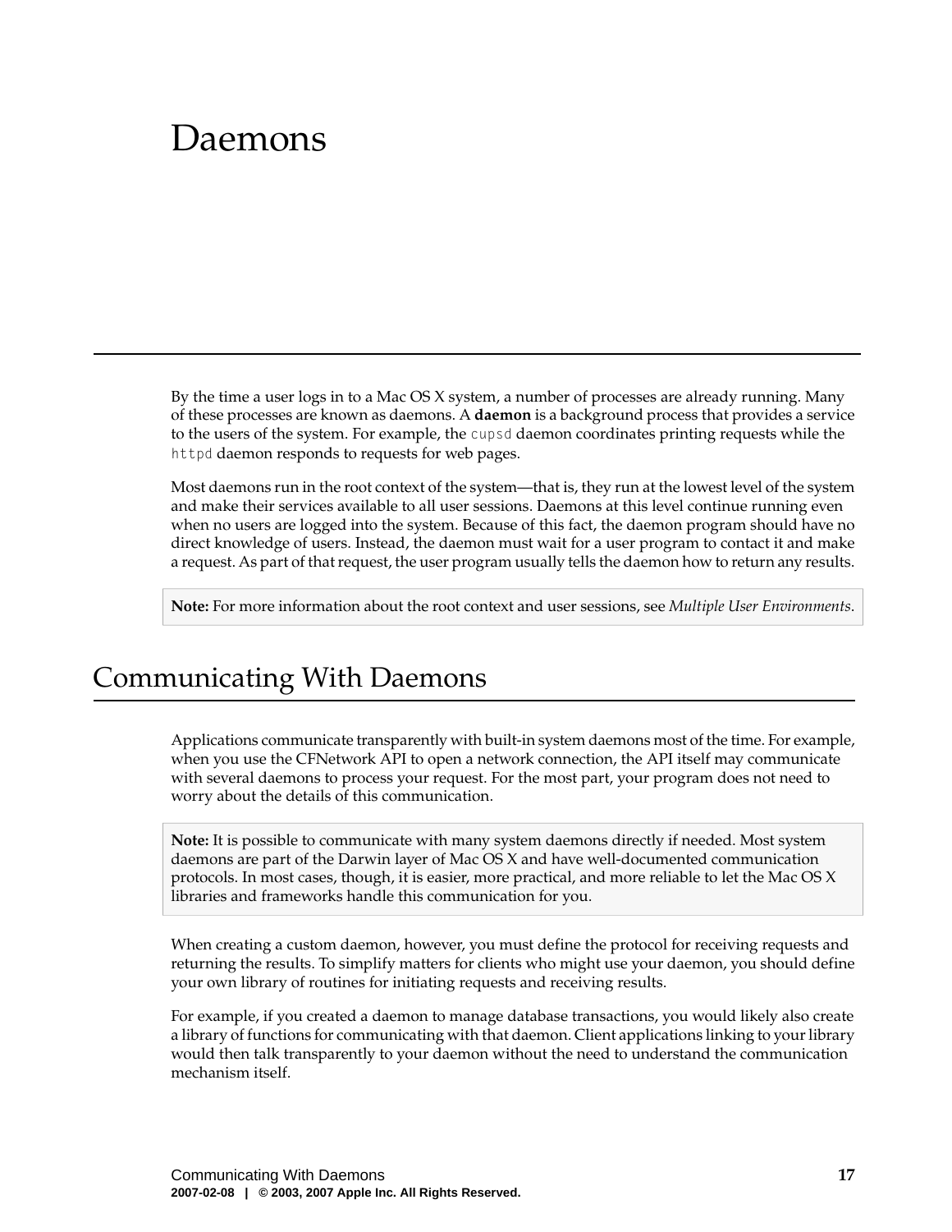# Daemons

By the time a user logs in to a Mac OS X system, a number of processes are already running. Many of these processes are known as daemons. A **daemon** is a background process that provides a service to the users of the system. For example, the `cupsd` daemon coordinates printing requests while the `httpd` daemon responds to requests for web pages.

Most daemons run in the root context of the system—that is, they run at the lowest level of the system and make their services available to all user sessions. Daemons at this level continue running even when no users are logged into the system. Because of this fact, the daemon program should have no direct knowledge of users. Instead, the daemon must wait for a user program to contact it and make a request. As part of that request, the user program usually tells the daemon how to return any results.

> **Note:** For more information about the root context and user sessions, see *Multiple User Environments*.

## Communicating With Daemons

Applications communicate transparently with built-in system daemons most of the time. For example, when you use the CFNetwork API to open a network connection, the API itself may communicate with several daemons to process your request. For the most part, your program does not need to worry about the details of this communication.

> **Note:** It is possible to communicate with many system daemons directly if needed. Most system daemons are part of the Darwin layer of Mac OS X and have well-documented communication protocols. In most cases, though, it is easier, more practical, and more reliable to let the Mac OS X libraries and frameworks handle this communication for you.

When creating a custom daemon, however, you must define the protocol for receiving requests and returning the results. To simplify matters for clients who might use your daemon, you should define your own library of routines for initiating requests and receiving results.

For example, if you created a daemon to manage database transactions, you would likely also create a library of functions for communicating with that daemon. Client applications linking to your library would then talk transparently to your daemon without the need to understand the communication mechanism itself.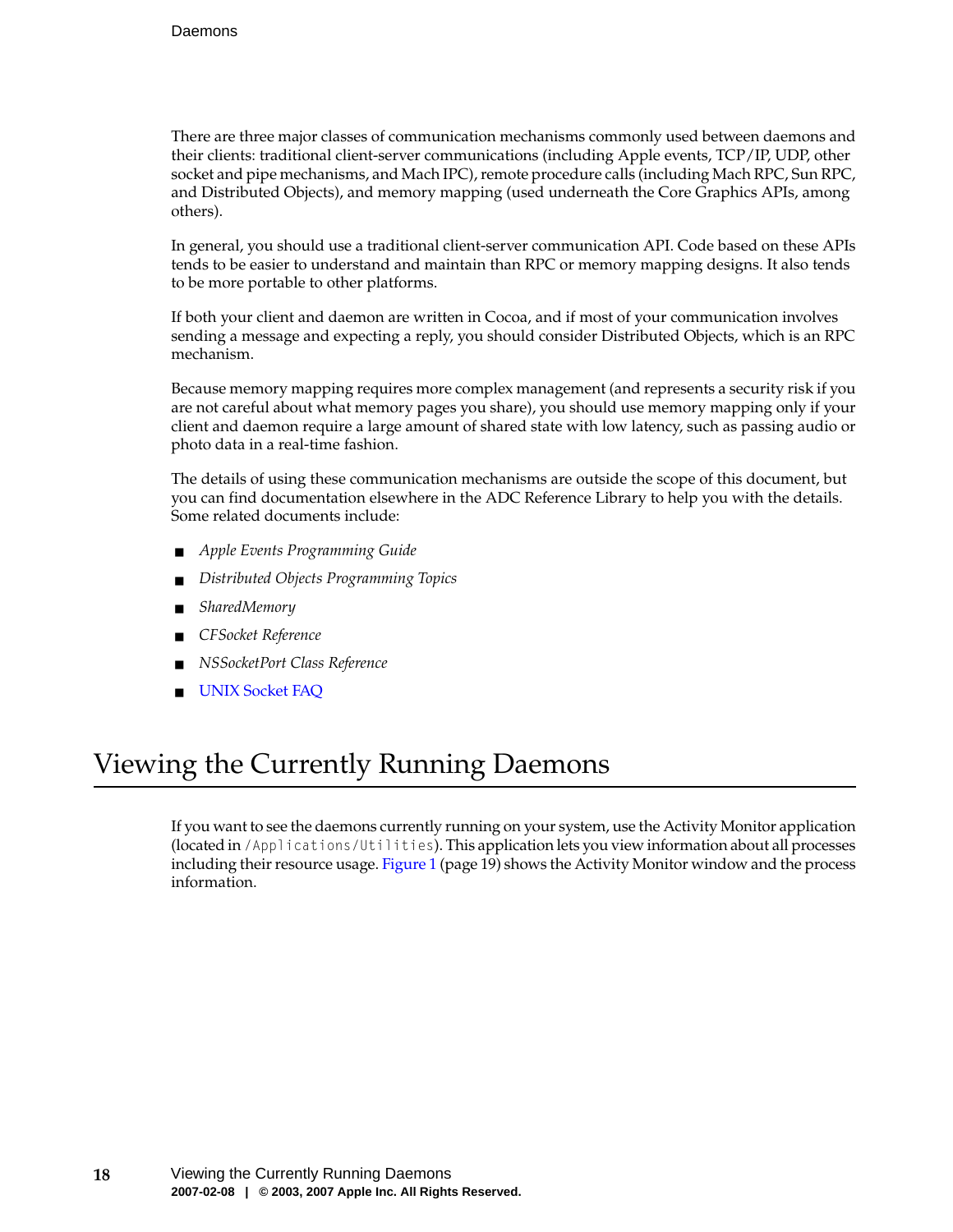There are three major classes of communication mechanisms commonly used between daemons and their clients: traditional client-server communications (including Apple events, TCP/IP, UDP, other socket and pipe mechanisms, and Mach IPC), remote procedure calls (including Mach RPC, Sun RPC, and Distributed Objects), and memory mapping (used underneath the Core Graphics APIs, among others).

In general, you should use a traditional client-server communication API. Code based on these APIs tends to be easier to understand and maintain than RPC or memory mapping designs. It also tends to be more portable to other platforms.

If both your client and daemon are written in Cocoa, and if most of your communication involves sending a message and expecting a reply, you should consider Distributed Objects, which is an RPC mechanism.

Because memory mapping requires more complex management (and represents a security risk if you are not careful about what memory pages you share), you should use memory mapping only if your client and daemon require a large amount of shared state with low latency, such as passing audio or photo data in a real-time fashion.

The details of using these communication mechanisms are outside the scope of this document, but you can find documentation elsewhere in the ADC Reference Library to help you with the details. Some related documents include:

- *Apple Events Programming Guide*
- *Distributed Objects Programming Topics*
- *SharedMemory*
- *CFSocket Reference*
- *NSSocketPort Class Reference*
- UNIX Socket FAQ

# Viewing the Currently Running Daemons

If you want to see the daemons currently running on your system, use the Activity Monitor application (located in `/Applications/Utilities`). This application lets you view information about all processes including their resource usage. Figure 1 (page 19) shows the Activity Monitor window and the process information.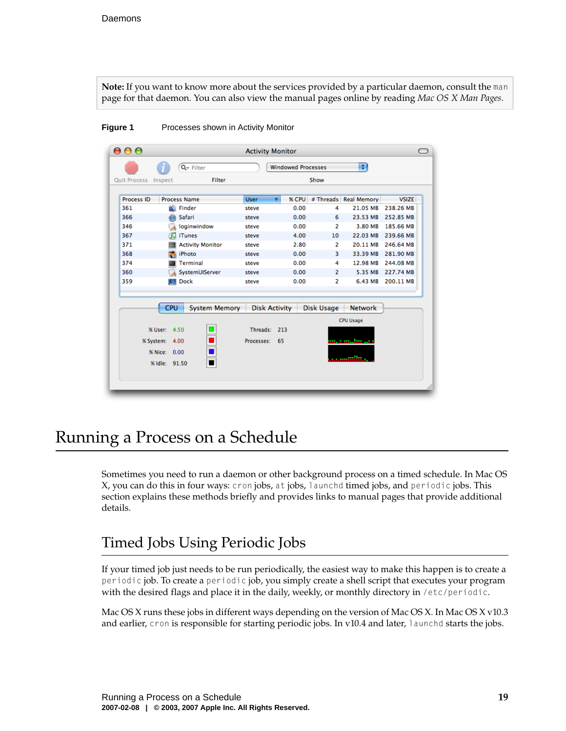**Note:** If you want to know more about the services provided by a particular daemon, consult the `man` page for that daemon. You can also view the manual pages online by reading *Mac OS X Man Pages*.

**Figure 1** Processes shown in Activity Monitor

# Running a Process on a Schedule

Sometimes you need to run a daemon or other background process on a timed schedule. In Mac OS X, you can do this in four ways: `cron` jobs, `at` jobs, `launchd` timed jobs, and `periodic` jobs. This section explains these methods briefly and provides links to manual pages that provide additional details.

## Timed Jobs Using Periodic Jobs

If your timed job just needs to be run periodically, the easiest way to make this happen is to create a `periodic` job. To create a `periodic` job, you simply create a shell script that executes your program with the desired flags and place it in the daily, weekly, or monthly directory in `/etc/periodic`.

Mac OS X runs these jobs in different ways depending on the version of Mac OS X. In Mac OS X v10.3 and earlier, `cron` is responsible for starting periodic jobs. In v10.4 and later, `launchd` starts the jobs.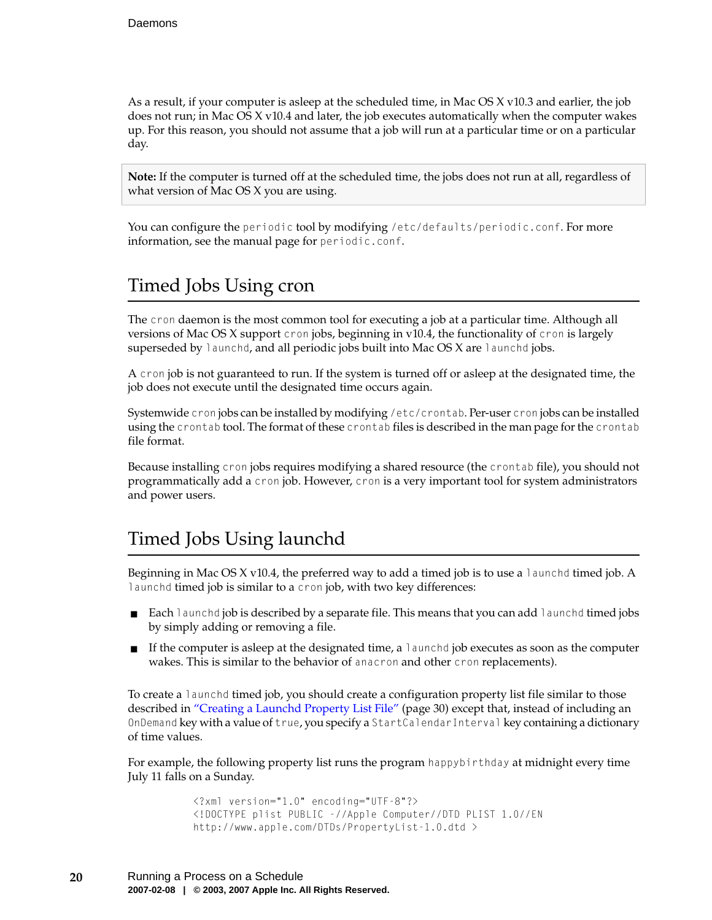As a result, if your computer is asleep at the scheduled time, in Mac OS X v10.3 and earlier, the job does not run; in Mac OS X v10.4 and later, the job executes automatically when the computer wakes up. For this reason, you should not assume that a job will run at a particular time or on a particular day.

> **Note:** If the computer is turned off at the scheduled time, the jobs does not run at all, regardless of what version of Mac OS X you are using.

You can configure the `periodic` tool by modifying `/etc/defaults/periodic.conf`. For more information, see the manual page for `periodic.conf`.

## Timed Jobs Using cron

The `cron` daemon is the most common tool for executing a job at a particular time. Although all versions of Mac OS X support `cron` jobs, beginning in v10.4, the functionality of `cron` is largely superseded by `launchd`, and all periodic jobs built into Mac OS X are `launchd` jobs.

A `cron` job is not guaranteed to run. If the system is turned off or asleep at the designated time, the job does not execute until the designated time occurs again.

Systemwide `cron` jobs can be installed by modifying `/etc/crontab`. Per-user `cron` jobs can be installed using the `crontab` tool. The format of these `crontab` files is described in the man page for the `crontab` file format.

Because installing `cron` jobs requires modifying a shared resource (the `crontab` file), you should not programmatically add a `cron` job. However, `cron` is a very important tool for system administrators and power users.

## Timed Jobs Using launchd

Beginning in Mac OS X v10.4, the preferred way to add a timed job is to use a `launchd` timed job. A `launchd` timed job is similar to a `cron` job, with two key differences:

- Each `launchd` job is described by a separate file. This means that you can add `launchd` timed jobs by simply adding or removing a file.
- If the computer is asleep at the designated time, a `launchd` job executes as soon as the computer wakes. This is similar to the behavior of `anacron` and other `cron` replacements).

To create a `launchd` timed job, you should create a configuration property list file similar to those described in "Creating a Launchd Property List File" (page 30) except that, instead of including an `OnDemand` key with a value of `true`, you specify a `StartCalendarInterval` key containing a dictionary of time values.

For example, the following property list runs the program `happybirthday` at midnight every time July 11 falls on a Sunday.

```
<?xml version="1.0" encoding="UTF-8"?>
<!DOCTYPE plist PUBLIC -//Apple Computer//DTD PLIST 1.0//EN
http://www.apple.com/DTDs/PropertyList-1.0.dtd >
```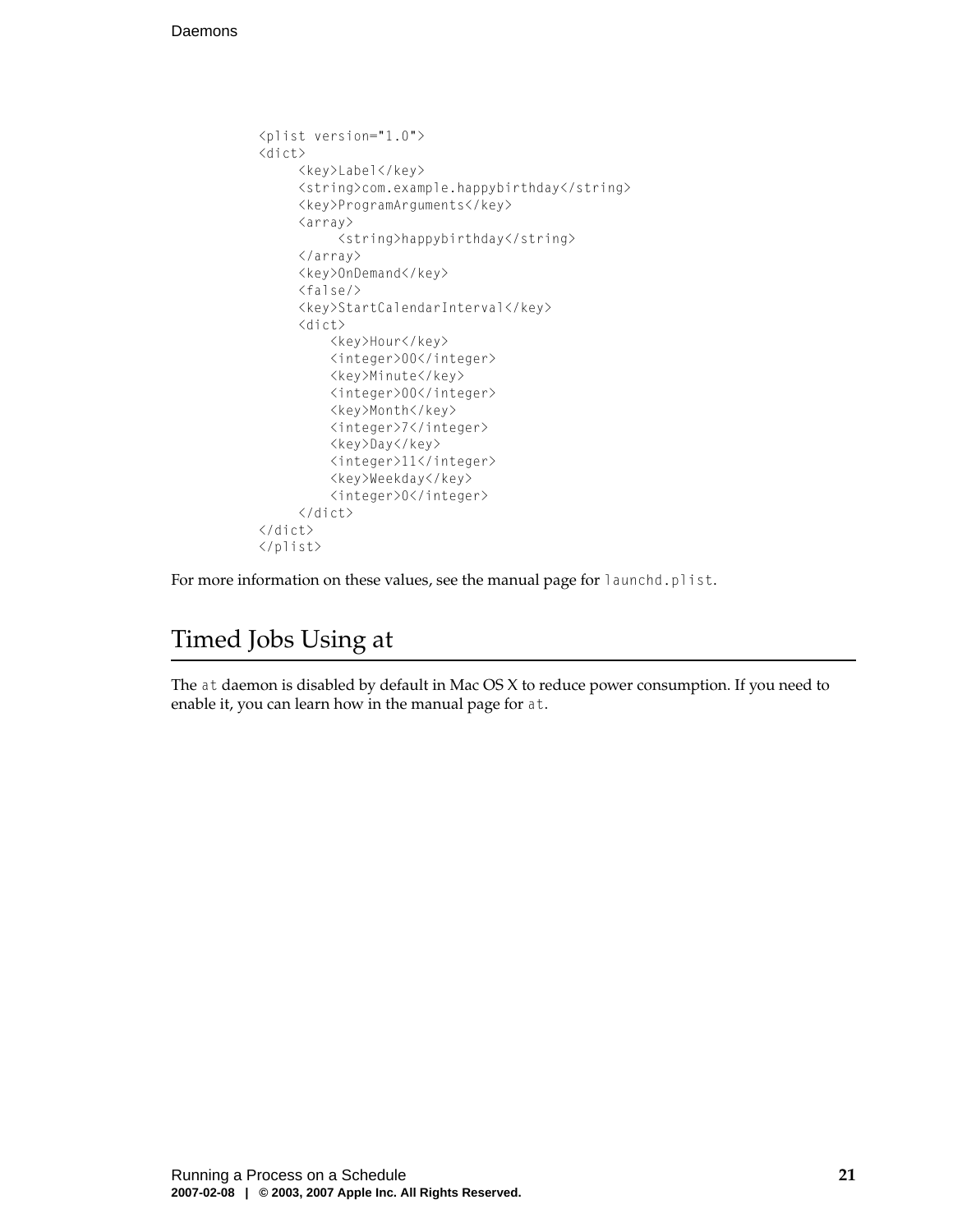```
<plist version="1.0">
<dict>
     <key>Label</key>
     <string>com.example.happybirthday</string>
     <key>ProgramArguments</key>
     <array>
          <string>happybirthday</string>
     </array>
     <key>OnDemand</key>
     <false/>
     <key>StartCalendarInterval</key>
     <dict>
         <key>Hour</key>
         <integer>00</integer>
         <key>Minute</key>
         <integer>00</integer>
         <key>Month</key>
         <integer>7</integer>
         <key>Day</key>
         <integer>11</integer>
         <key>Weekday</key>
         <integer>0</integer>
     </dict>
</dict>
</plist>
```

For more information on these values, see the manual page for `launchd.plist`.

## Timed Jobs Using at

The `at` daemon is disabled by default in Mac OS X to reduce power consumption. If you need to enable it, you can learn how in the manual page for `at`.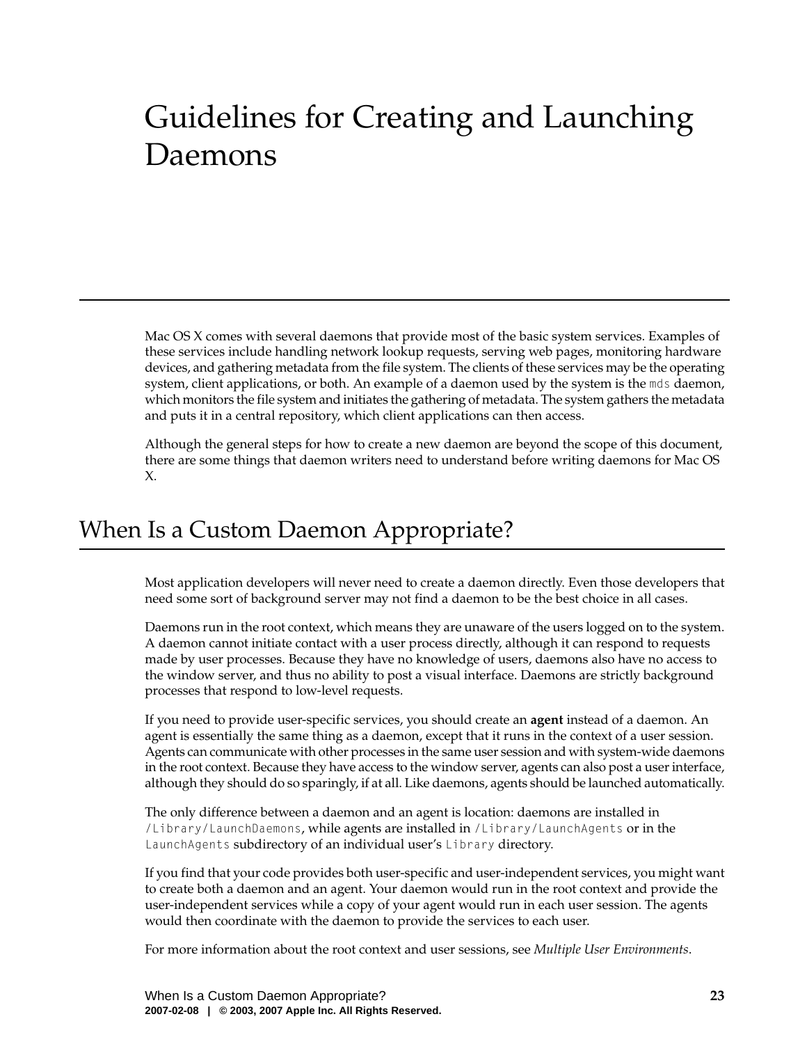# Guidelines for Creating and Launching Daemons

Mac OS X comes with several daemons that provide most of the basic system services. Examples of these services include handling network lookup requests, serving web pages, monitoring hardware devices, and gathering metadata from the file system. The clients of these services may be the operating system, client applications, or both. An example of a daemon used by the system is the `mds` daemon, which monitors the file system and initiates the gathering of metadata. The system gathers the metadata and puts it in a central repository, which client applications can then access.

Although the general steps for how to create a new daemon are beyond the scope of this document, there are some things that daemon writers need to understand before writing daemons for Mac OS X.

## When Is a Custom Daemon Appropriate?

Most application developers will never need to create a daemon directly. Even those developers that need some sort of background server may not find a daemon to be the best choice in all cases.

Daemons run in the root context, which means they are unaware of the users logged on to the system. A daemon cannot initiate contact with a user process directly, although it can respond to requests made by user processes. Because they have no knowledge of users, daemons also have no access to the window server, and thus no ability to post a visual interface. Daemons are strictly background processes that respond to low-level requests.

If you need to provide user-specific services, you should create an **agent** instead of a daemon. An agent is essentially the same thing as a daemon, except that it runs in the context of a user session. Agents can communicate with other processes in the same user session and with system-wide daemons in the root context. Because they have access to the window server, agents can also post a user interface, although they should do so sparingly, if at all. Like daemons, agents should be launched automatically.

The only difference between a daemon and an agent is location: daemons are installed in `/Library/LaunchDaemons`, while agents are installed in `/Library/LaunchAgents` or in the `LaunchAgents` subdirectory of an individual user's `Library` directory.

If you find that your code provides both user-specific and user-independent services, you might want to create both a daemon and an agent. Your daemon would run in the root context and provide the user-independent services while a copy of your agent would run in each user session. The agents would then coordinate with the daemon to provide the services to each user.

For more information about the root context and user sessions, see *Multiple User Environments*.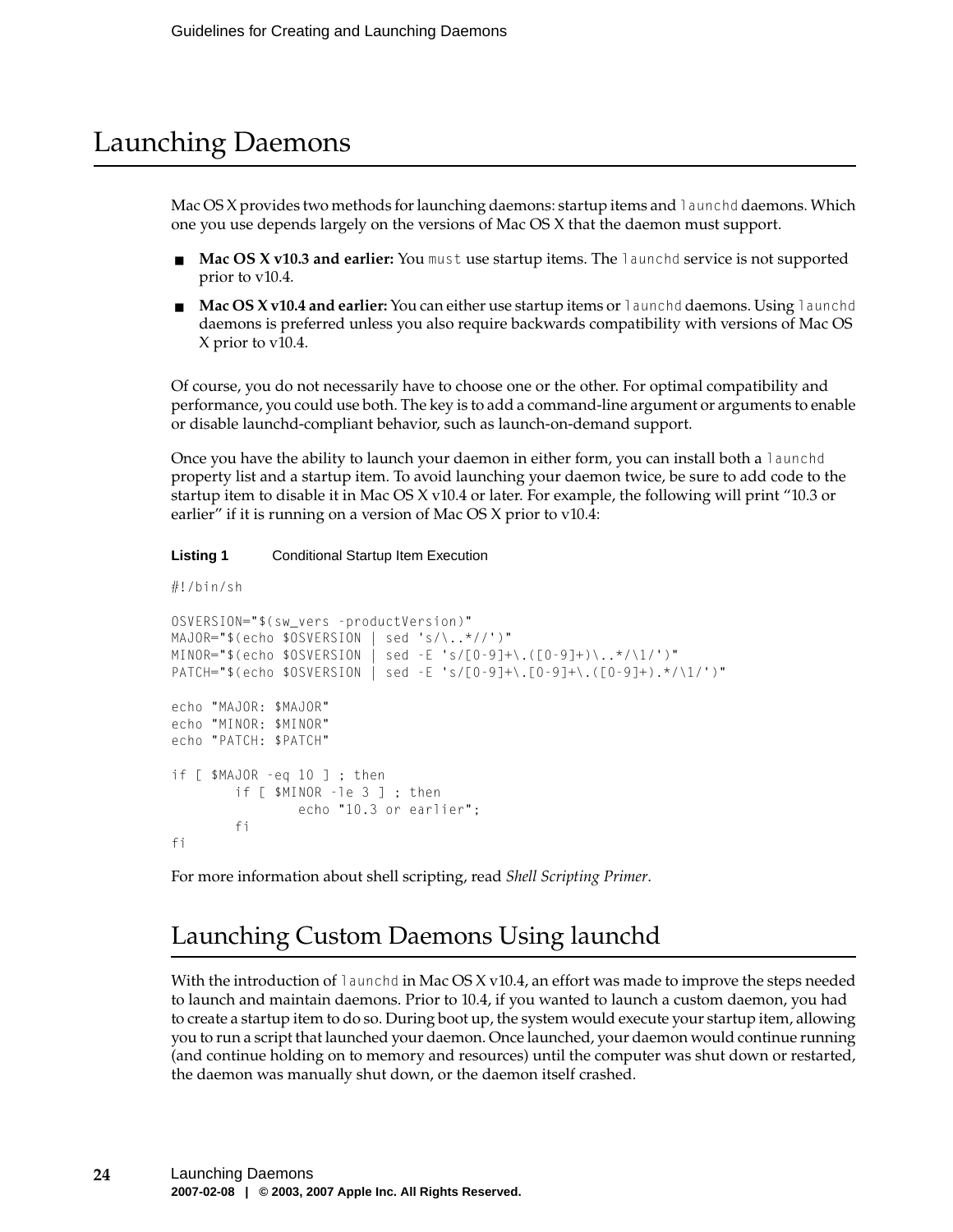# Launching Daemons

Mac OS X provides two methods for launching daemons: startup items and `launchd` daemons. Which one you use depends largely on the versions of Mac OS X that the daemon must support.

- **Mac OS X v10.3 and earlier:** You `must` use startup items. The `launchd` service is not supported prior to v10.4.
- **Mac OS X v10.4 and earlier:** You can either use startup items or `launchd` daemons. Using `launchd` daemons is preferred unless you also require backwards compatibility with versions of Mac OS X prior to v10.4.

Of course, you do not necessarily have to choose one or the other. For optimal compatibility and performance, you could use both. The key is to add a command-line argument or arguments to enable or disable launchd-compliant behavior, such as launch-on-demand support.

Once you have the ability to launch your daemon in either form, you can install both a `launchd` property list and a startup item. To avoid launching your daemon twice, be sure to add code to the startup item to disable it in Mac OS X v10.4 or later. For example, the following will print "10.3 or earlier" if it is running on a version of Mac OS X prior to v10.4:

**Listing 1** Conditional Startup Item Execution

```
#!/bin/sh

OSVERSION="$(sw_vers -productVersion)"
MAJOR="$(echo $OSVERSION | sed 's/\..*//')"
MINOR="$(echo $OSVERSION | sed -E 's/[0-9]+\.([0-9]+)\..*/\1/')"
PATCH="$(echo $OSVERSION | sed -E 's/[0-9]+\.[0-9]+\.([0-9]+).*/\1/')"

echo "MAJOR: $MAJOR"
echo "MINOR: $MINOR"
echo "PATCH: $PATCH"

if [ $MAJOR -eq 10 ] ; then
        if [ $MINOR -le 3 ] ; then
                echo "10.3 or earlier";
        fi
fi
```

For more information about shell scripting, read *Shell Scripting Primer*.

## Launching Custom Daemons Using launchd

With the introduction of `launchd` in Mac OS X v10.4, an effort was made to improve the steps needed to launch and maintain daemons. Prior to 10.4, if you wanted to launch a custom daemon, you had to create a startup item to do so. During boot up, the system would execute your startup item, allowing you to run a script that launched your daemon. Once launched, your daemon would continue running (and continue holding on to memory and resources) until the computer was shut down or restarted, the daemon was manually shut down, or the daemon itself crashed.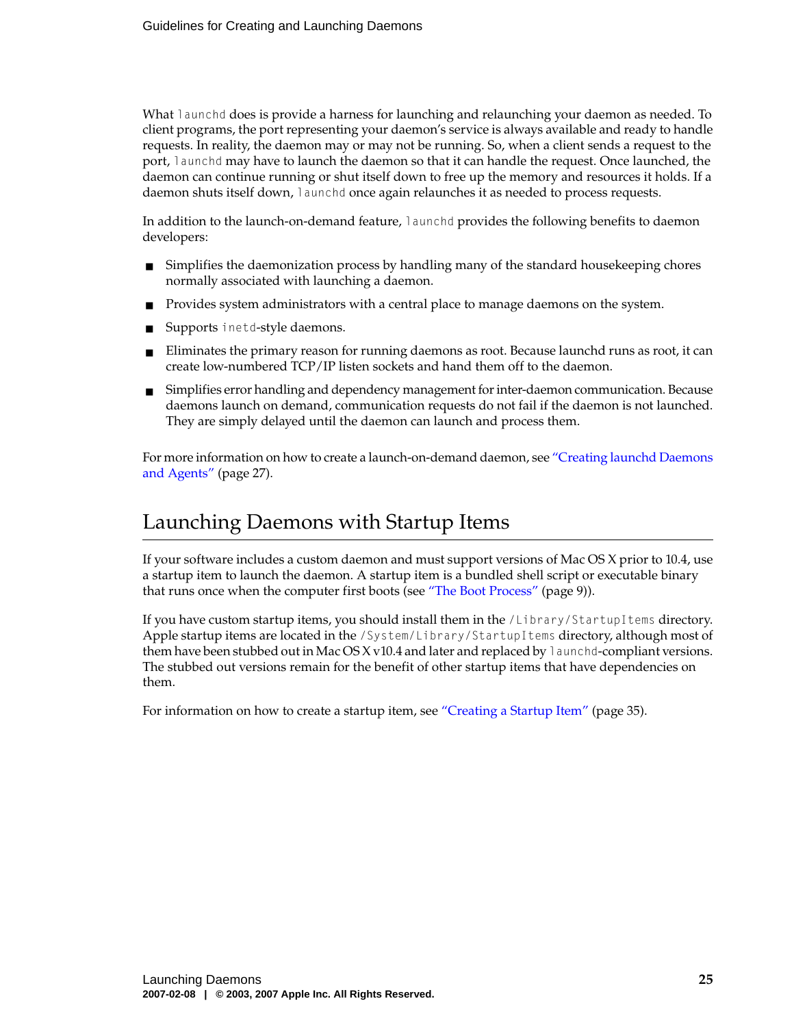What `launchd` does is provide a harness for launching and relaunching your daemon as needed. To client programs, the port representing your daemon's service is always available and ready to handle requests. In reality, the daemon may or may not be running. So, when a client sends a request to the port, `launchd` may have to launch the daemon so that it can handle the request. Once launched, the daemon can continue running or shut itself down to free up the memory and resources it holds. If a daemon shuts itself down, `launchd` once again relaunches it as needed to process requests.

In addition to the launch-on-demand feature, `launchd` provides the following benefits to daemon developers:

- Simplifies the daemonization process by handling many of the standard housekeeping chores normally associated with launching a daemon.
- Provides system administrators with a central place to manage daemons on the system.
- Supports `inetd`-style daemons.
- Eliminates the primary reason for running daemons as root. Because launchd runs as root, it can create low-numbered TCP/IP listen sockets and hand them off to the daemon.
- Simplifies error handling and dependency management for inter-daemon communication. Because daemons launch on demand, communication requests do not fail if the daemon is not launched. They are simply delayed until the daemon can launch and process them.

For more information on how to create a launch-on-demand daemon, see "Creating launchd Daemons and Agents" (page 27).

## Launching Daemons with Startup Items

If your software includes a custom daemon and must support versions of Mac OS X prior to 10.4, use a startup item to launch the daemon. A startup item is a bundled shell script or executable binary that runs once when the computer first boots (see "The Boot Process" (page 9)).

If you have custom startup items, you should install them in the `/Library/StartupItems` directory. Apple startup items are located in the `/System/Library/StartupItems` directory, although most of them have been stubbed out in Mac OS X v10.4 and later and replaced by `launchd`-compliant versions. The stubbed out versions remain for the benefit of other startup items that have dependencies on them.

For information on how to create a startup item, see "Creating a Startup Item" (page 35).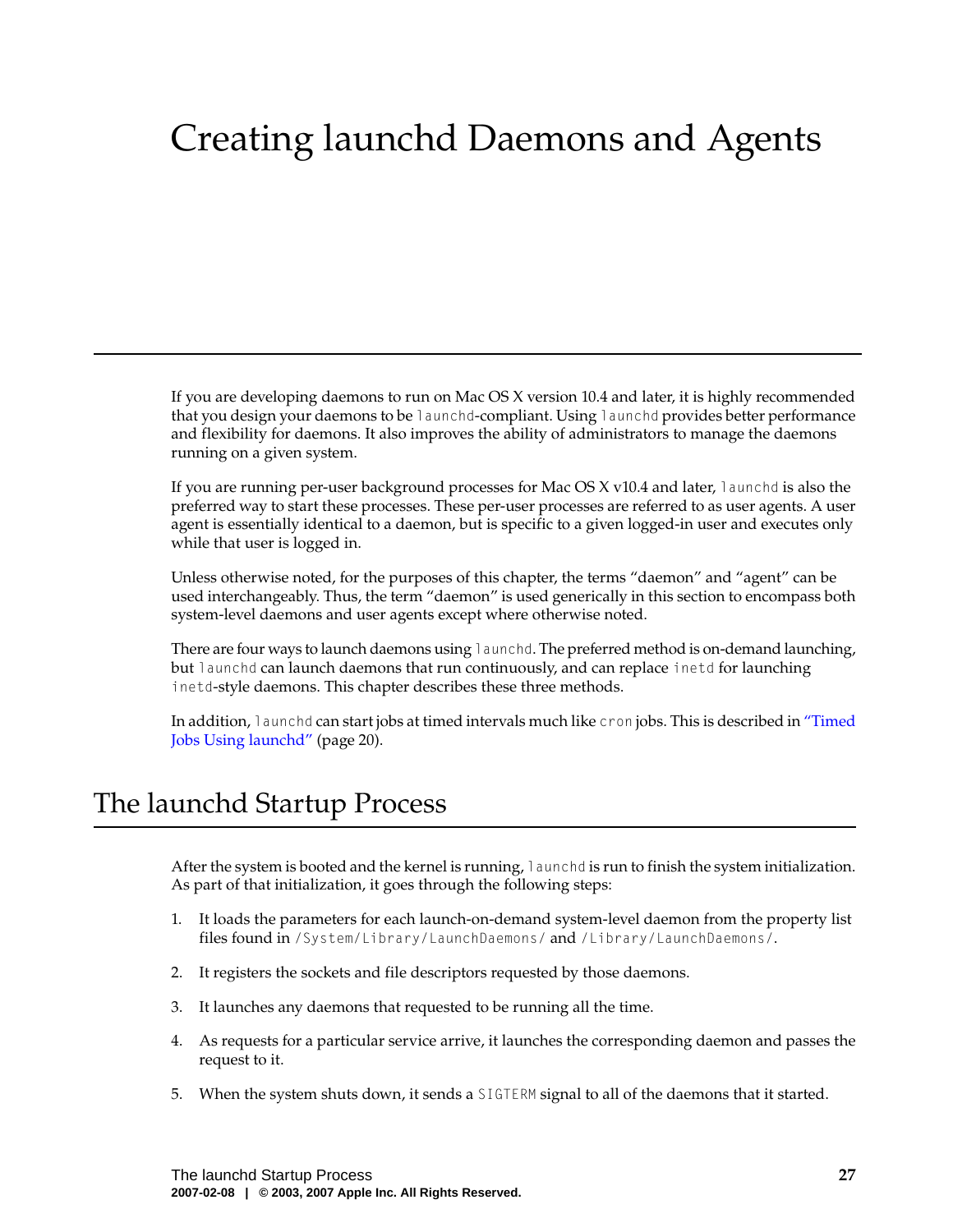# Creating launchd Daemons and Agents

If you are developing daemons to run on Mac OS X version 10.4 and later, it is highly recommended that you design your daemons to be `launchd`-compliant. Using `launchd` provides better performance and flexibility for daemons. It also improves the ability of administrators to manage the daemons running on a given system.

If you are running per-user background processes for Mac OS X v10.4 and later, `launchd` is also the preferred way to start these processes. These per-user processes are referred to as user agents. A user agent is essentially identical to a daemon, but is specific to a given logged-in user and executes only while that user is logged in.

Unless otherwise noted, for the purposes of this chapter, the terms "daemon" and "agent" can be used interchangeably. Thus, the term "daemon" is used generically in this section to encompass both system-level daemons and user agents except where otherwise noted.

There are four ways to launch daemons using `launchd`. The preferred method is on-demand launching, but `launchd` can launch daemons that run continuously, and can replace `inetd` for launching `inetd`-style daemons. This chapter describes these three methods.

In addition, `launchd` can start jobs at timed intervals much like `cron` jobs. This is described in "Timed Jobs Using launchd" (page 20).

## The launchd Startup Process

After the system is booted and the kernel is running, `launchd` is run to finish the system initialization. As part of that initialization, it goes through the following steps:

1. It loads the parameters for each launch-on-demand system-level daemon from the property list files found in `/System/Library/LaunchDaemons/` and `/Library/LaunchDaemons/`.
2. It registers the sockets and file descriptors requested by those daemons.
3. It launches any daemons that requested to be running all the time.
4. As requests for a particular service arrive, it launches the corresponding daemon and passes the request to it.
5. When the system shuts down, it sends a `SIGTERM` signal to all of the daemons that it started.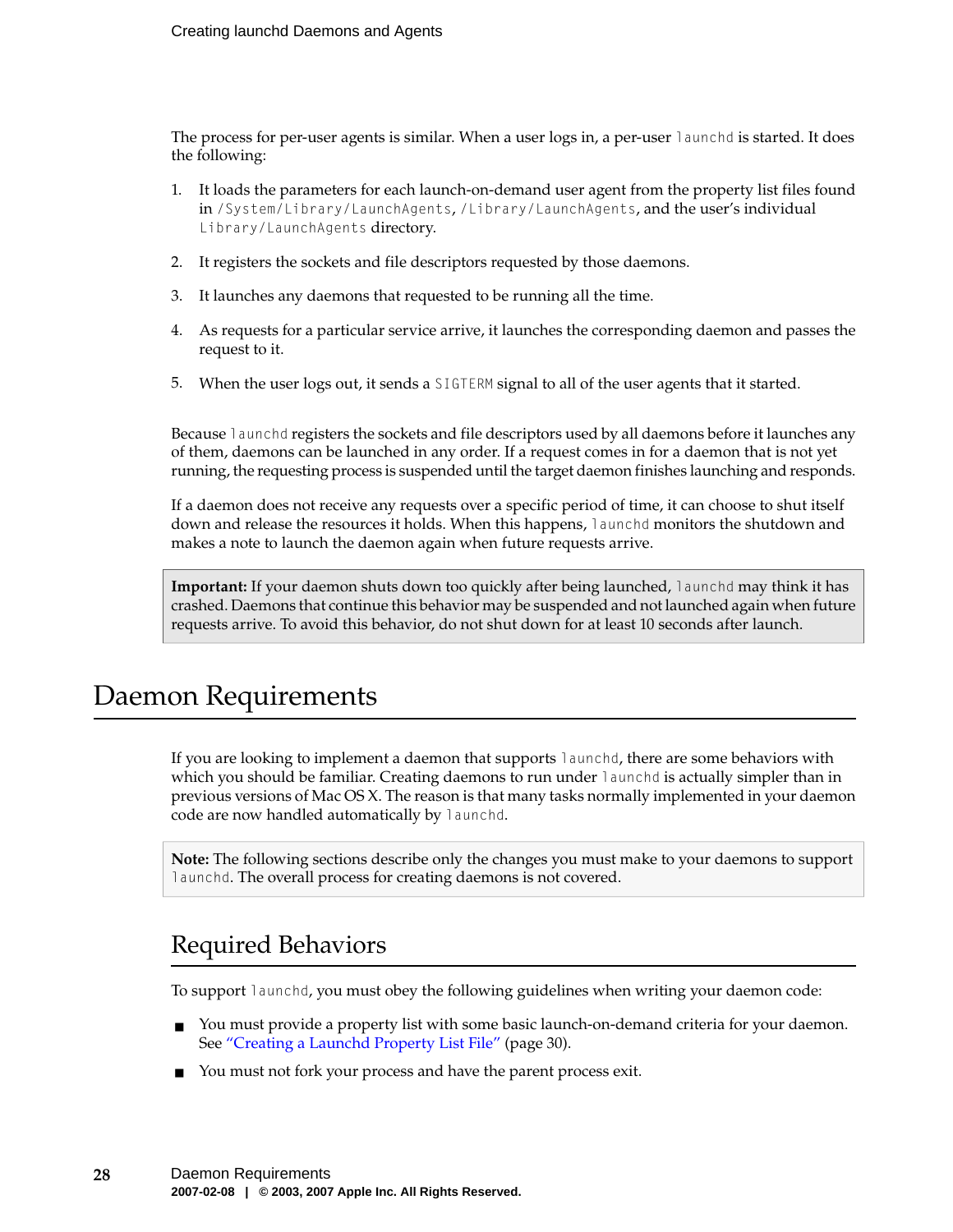The process for per-user agents is similar. When a user logs in, a per-user `launchd` is started. It does the following:

1. It loads the parameters for each launch-on-demand user agent from the property list files found in `/System/Library/LaunchAgents`, `/Library/LaunchAgents`, and the user's individual `Library/LaunchAgents` directory.

2. It registers the sockets and file descriptors requested by those daemons.

3. It launches any daemons that requested to be running all the time.

4. As requests for a particular service arrive, it launches the corresponding daemon and passes the request to it.

5. When the user logs out, it sends a `SIGTERM` signal to all of the user agents that it started.

Because `launchd` registers the sockets and file descriptors used by all daemons before it launches any of them, daemons can be launched in any order. If a request comes in for a daemon that is not yet running, the requesting process is suspended until the target daemon finishes launching and responds.

If a daemon does not receive any requests over a specific period of time, it can choose to shut itself down and release the resources it holds. When this happens, `launchd` monitors the shutdown and makes a note to launch the daemon again when future requests arrive.

> **Important:** If your daemon shuts down too quickly after being launched, `launchd` may think it has crashed. Daemons that continue this behavior may be suspended and not launched again when future requests arrive. To avoid this behavior, do not shut down for at least 10 seconds after launch.

# Daemon Requirements

If you are looking to implement a daemon that supports `launchd`, there are some behaviors with which you should be familiar. Creating daemons to run under `launchd` is actually simpler than in previous versions of Mac OS X. The reason is that many tasks normally implemented in your daemon code are now handled automatically by `launchd`.

> **Note:** The following sections describe only the changes you must make to your daemons to support `launchd`. The overall process for creating daemons is not covered.

## Required Behaviors

To support `launchd`, you must obey the following guidelines when writing your daemon code:

- You must provide a property list with some basic launch-on-demand criteria for your daemon. See "Creating a Launchd Property List File" (page 30).
- You must not fork your process and have the parent process exit.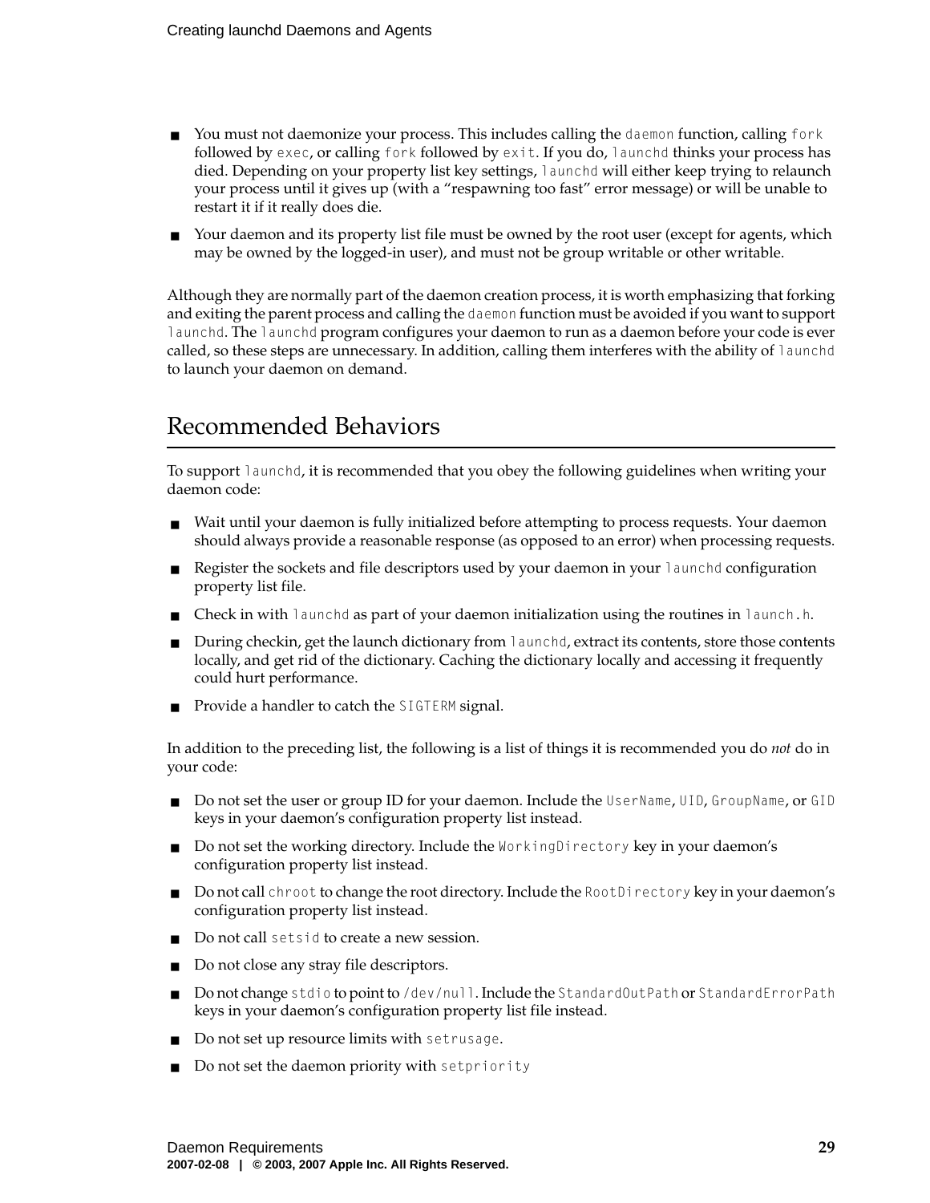- You must not daemonize your process. This includes calling the `daemon` function, calling `fork` followed by `exec`, or calling `fork` followed by `exit`. If you do, `launchd` thinks your process has died. Depending on your property list key settings, `launchd` will either keep trying to relaunch your process until it gives up (with a "respawning too fast" error message) or will be unable to restart it if it really does die.
- Your daemon and its property list file must be owned by the root user (except for agents, which may be owned by the logged-in user), and must not be group writable or other writable.

Although they are normally part of the daemon creation process, it is worth emphasizing that forking and exiting the parent process and calling the `daemon` function must be avoided if you want to support `launchd`. The `launchd` program configures your daemon to run as a daemon before your code is ever called, so these steps are unnecessary. In addition, calling them interferes with the ability of `launchd` to launch your daemon on demand.

## Recommended Behaviors

To support `launchd`, it is recommended that you obey the following guidelines when writing your daemon code:

- Wait until your daemon is fully initialized before attempting to process requests. Your daemon should always provide a reasonable response (as opposed to an error) when processing requests.
- Register the sockets and file descriptors used by your daemon in your `launchd` configuration property list file.
- Check in with `launchd` as part of your daemon initialization using the routines in `launch.h`.
- During checkin, get the launch dictionary from `launchd`, extract its contents, store those contents locally, and get rid of the dictionary. Caching the dictionary locally and accessing it frequently could hurt performance.
- Provide a handler to catch the `SIGTERM` signal.

In addition to the preceding list, the following is a list of things it is recommended you do *not* do in your code:

- Do not set the user or group ID for your daemon. Include the `UserName`, `UID`, `GroupName`, or `GID` keys in your daemon's configuration property list instead.
- Do not set the working directory. Include the `WorkingDirectory` key in your daemon's configuration property list instead.
- Do not call `chroot` to change the root directory. Include the `RootDirectory` key in your daemon's configuration property list instead.
- Do not call `setsid` to create a new session.
- Do not close any stray file descriptors.
- Do not change `stdio` to point to `/dev/null`. Include the `StandardOutPath` or `StandardErrorPath` keys in your daemon's configuration property list file instead.
- Do not set up resource limits with `setrusage`.
- Do not set the daemon priority with `setpriority`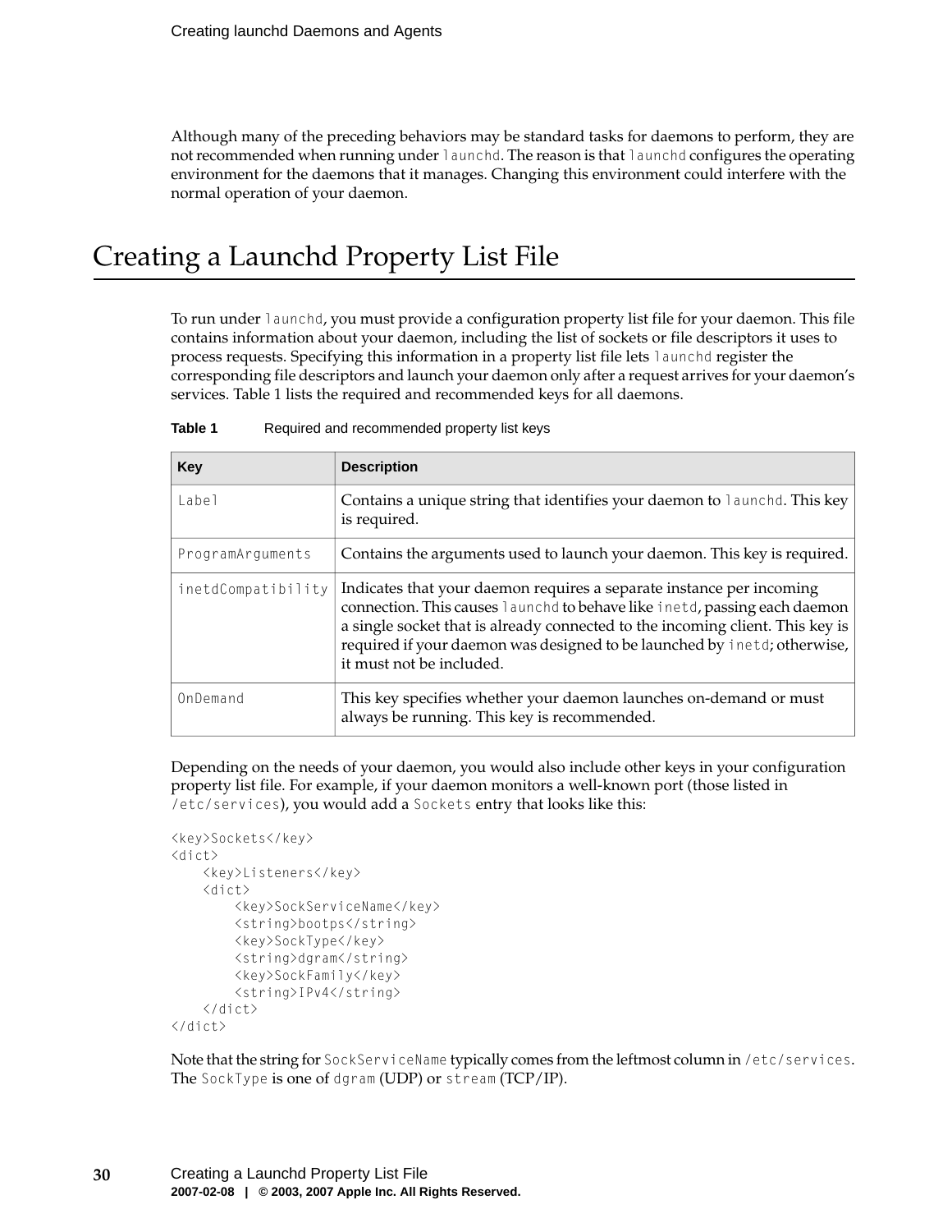Although many of the preceding behaviors may be standard tasks for daemons to perform, they are not recommended when running under `launchd`. The reason is that `launchd` configures the operating environment for the daemons that it manages. Changing this environment could interfere with the normal operation of your daemon.

# Creating a Launchd Property List File

To run under `launchd`, you must provide a configuration property list file for your daemon. This file contains information about your daemon, including the list of sockets or file descriptors it uses to process requests. Specifying this information in a property list file lets `launchd` register the corresponding file descriptors and launch your daemon only after a request arrives for your daemon's services. Table 1 lists the required and recommended keys for all daemons.

**Table 1** Required and recommended property list keys

| Key | Description |
| --- | --- |
| `Label` | Contains a unique string that identifies your daemon to `launchd`. This key is required. |
| `ProgramArguments` | Contains the arguments used to launch your daemon. This key is required. |
| `inetdCompatibility` | Indicates that your daemon requires a separate instance per incoming connection. This causes `launchd` to behave like `inetd`, passing each daemon a single socket that is already connected to the incoming client. This key is required if your daemon was designed to be launched by `inetd`; otherwise, it must not be included. |
| `OnDemand` | This key specifies whether your daemon launches on-demand or must always be running. This key is recommended. |

Depending on the needs of your daemon, you would also include other keys in your configuration property list file. For example, if your daemon monitors a well-known port (those listed in `/etc/services`), you would add a `Sockets` entry that looks like this:

```
<key>Sockets</key>
<dict>
    <key>Listeners</key>
    <dict>
        <key>SockServiceName</key>
        <string>bootps</string>
        <key>SockType</key>
        <string>dgram</string>
        <key>SockFamily</key>
        <string>IPv4</string>
    </dict>
</dict>
```

Note that the string for `SockServiceName` typically comes from the leftmost column in `/etc/services`. The `SockType` is one of `dgram` (UDP) or `stream` (TCP/IP).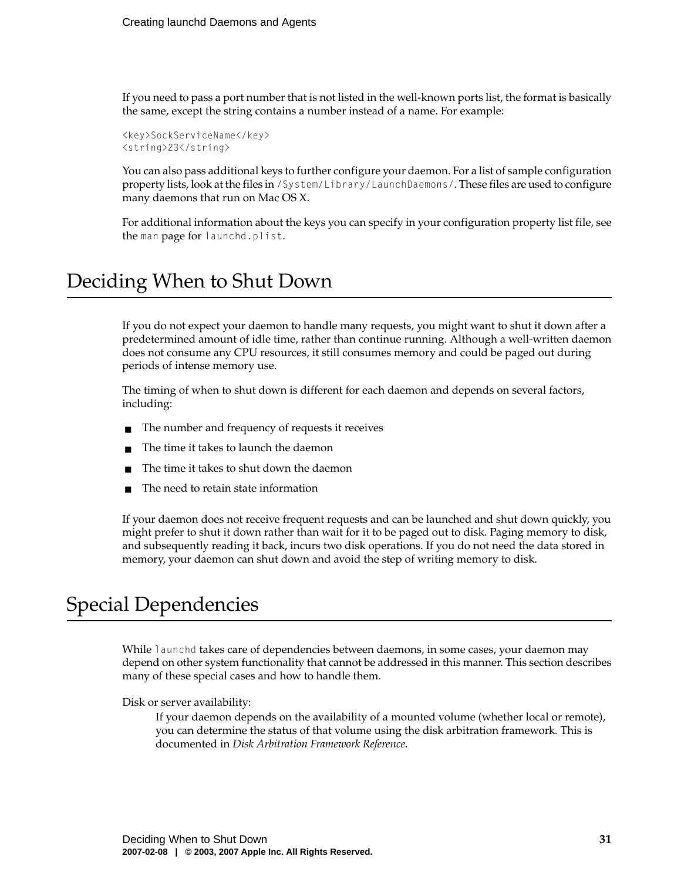If you need to pass a port number that is not listed in the well-known ports list, the format is basically the same, except the string contains a number instead of a name. For example:

```
<key>SockServiceName</key>
<string>23</string>
```

You can also pass additional keys to further configure your daemon. For a list of sample configuration property lists, look at the files in `/System/Library/LaunchDaemons/`. These files are used to configure many daemons that run on Mac OS X.

For additional information about the keys you can specify in your configuration property list file, see the `man` page for `launchd.plist`.

# Deciding When to Shut Down

If you do not expect your daemon to handle many requests, you might want to shut it down after a predetermined amount of idle time, rather than continue running. Although a well-written daemon does not consume any CPU resources, it still consumes memory and could be paged out during periods of intense memory use.

The timing of when to shut down is different for each daemon and depends on several factors, including:

- The number and frequency of requests it receives
- The time it takes to launch the daemon
- The time it takes to shut down the daemon
- The need to retain state information

If your daemon does not receive frequent requests and can be launched and shut down quickly, you might prefer to shut it down rather than wait for it to be paged out to disk. Paging memory to disk, and subsequently reading it back, incurs two disk operations. If you do not need the data stored in memory, your daemon can shut down and avoid the step of writing memory to disk.

# Special Dependencies

While `launchd` takes care of dependencies between daemons, in some cases, your daemon may depend on other system functionality that cannot be addressed in this manner. This section describes many of these special cases and how to handle them.

Disk or server availability:

If your daemon depends on the availability of a mounted volume (whether local or remote), you can determine the status of that volume using the disk arbitration framework. This is documented in *Disk Arbitration Framework Reference*.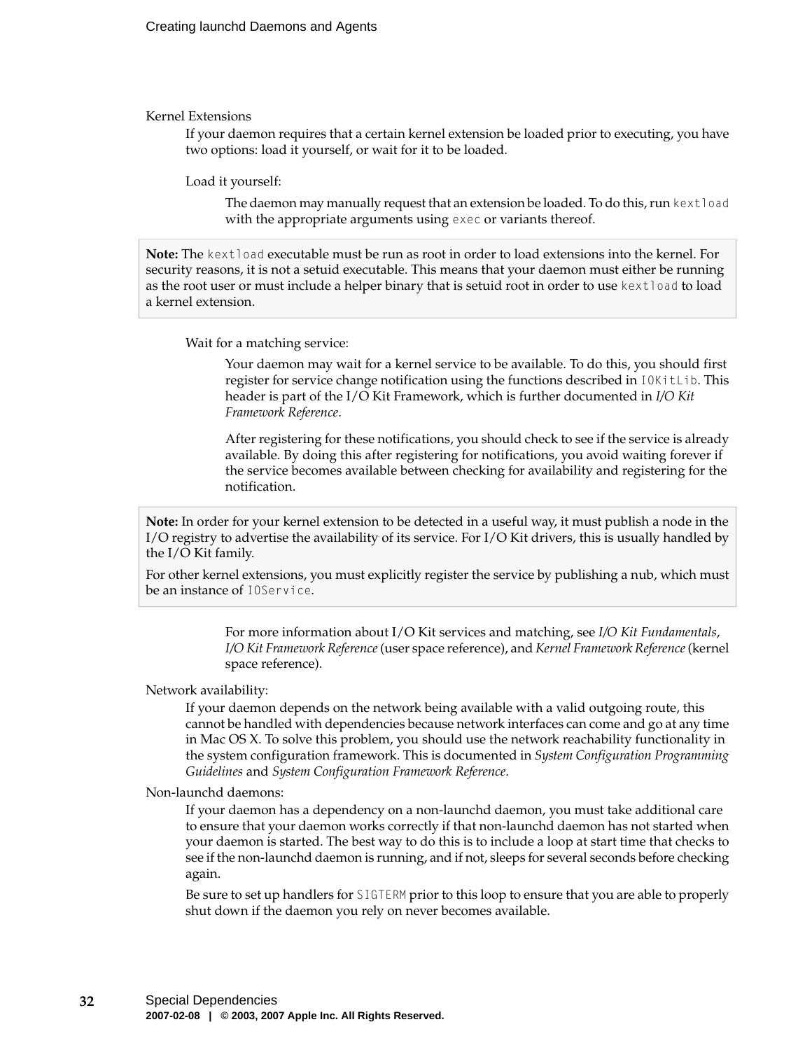Kernel Extensions

If your daemon requires that a certain kernel extension be loaded prior to executing, you have two options: load it yourself, or wait for it to be loaded.

Load it yourself:

The daemon may manually request that an extension be loaded. To do this, run `kextload` with the appropriate arguments using `exec` or variants thereof.

> **Note:** The `kextload` executable must be run as root in order to load extensions into the kernel. For security reasons, it is not a setuid executable. This means that your daemon must either be running as the root user or must include a helper binary that is setuid root in order to use `kextload` to load a kernel extension.

Wait for a matching service:

Your daemon may wait for a kernel service to be available. To do this, you should first register for service change notification using the functions described in `IOKitLib`. This header is part of the I/O Kit Framework, which is further documented in *I/O Kit Framework Reference*.

After registering for these notifications, you should check to see if the service is already available. By doing this after registering for notifications, you avoid waiting forever if the service becomes available between checking for availability and registering for the notification.

> **Note:** In order for your kernel extension to be detected in a useful way, it must publish a node in the I/O registry to advertise the availability of its service. For I/O Kit drivers, this is usually handled by the I/O Kit family.
>
> For other kernel extensions, you must explicitly register the service by publishing a nub, which must be an instance of `IOService`.

For more information about I/O Kit services and matching, see *I/O Kit Fundamentals*, *I/O Kit Framework Reference* (user space reference), and *Kernel Framework Reference* (kernel space reference).

Network availability:

If your daemon depends on the network being available with a valid outgoing route, this cannot be handled with dependencies because network interfaces can come and go at any time in Mac OS X. To solve this problem, you should use the network reachability functionality in the system configuration framework. This is documented in *System Configuration Programming Guidelines* and *System Configuration Framework Reference*.

Non-launchd daemons:

If your daemon has a dependency on a non-launchd daemon, you must take additional care to ensure that your daemon works correctly if that non-launchd daemon has not started when your daemon is started. The best way to do this is to include a loop at start time that checks to see if the non-launchd daemon is running, and if not, sleeps for several seconds before checking again.

Be sure to set up handlers for `SIGTERM` prior to this loop to ensure that you are able to properly shut down if the daemon you rely on never becomes available.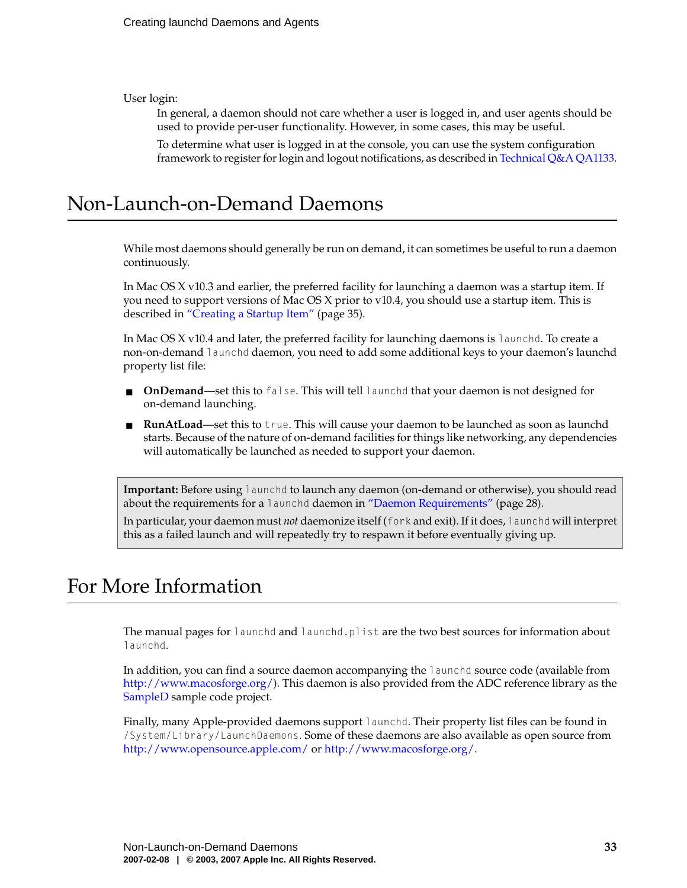User login:

In general, a daemon should not care whether a user is logged in, and user agents should be used to provide per-user functionality. However, in some cases, this may be useful.

To determine what user is logged in at the console, you can use the system configuration framework to register for login and logout notifications, as described in Technical Q&A QA1133.

## Non-Launch-on-Demand Daemons

While most daemons should generally be run on demand, it can sometimes be useful to run a daemon continuously.

In Mac OS X v10.3 and earlier, the preferred facility for launching a daemon was a startup item. If you need to support versions of Mac OS X prior to v10.4, you should use a startup item. This is described in "Creating a Startup Item" (page 35).

In Mac OS X v10.4 and later, the preferred facility for launching daemons is `launchd`. To create a non-on-demand `launchd` daemon, you need to add some additional keys to your daemon's launchd property list file:

- **OnDemand**—set this to `false`. This will tell `launchd` that your daemon is not designed for on-demand launching.
- **RunAtLoad**—set this to `true`. This will cause your daemon to be launched as soon as launchd starts. Because of the nature of on-demand facilities for things like networking, any dependencies will automatically be launched as needed to support your daemon.

> **Important:** Before using `launchd` to launch any daemon (on-demand or otherwise), you should read about the requirements for a `launchd` daemon in "Daemon Requirements" (page 28).
>
> In particular, your daemon must *not* daemonize itself (`fork` and exit). If it does, `launchd` will interpret this as a failed launch and will repeatedly try to respawn it before eventually giving up.

## For More Information

The manual pages for `launchd` and `launchd.plist` are the two best sources for information about `launchd`.

In addition, you can find a source daemon accompanying the `launchd` source code (available from http://www.macosforge.org/). This daemon is also provided from the ADC reference library as the SampleD sample code project.

Finally, many Apple-provided daemons support `launchd`. Their property list files can be found in `/System/Library/LaunchDaemons`. Some of these daemons are also available as open source from http://www.opensource.apple.com/ or http://www.macosforge.org/.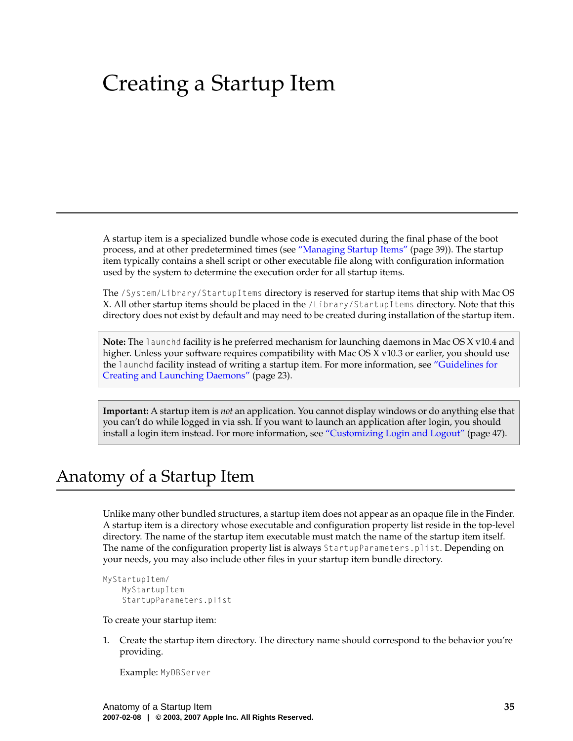# Creating a Startup Item

A startup item is a specialized bundle whose code is executed during the final phase of the boot process, and at other predetermined times (see "Managing Startup Items" (page 39)). The startup item typically contains a shell script or other executable file along with configuration information used by the system to determine the execution order for all startup items.

The `/System/Library/StartupItems` directory is reserved for startup items that ship with Mac OS X. All other startup items should be placed in the `/Library/StartupItems` directory. Note that this directory does not exist by default and may need to be created during installation of the startup item.

**Note:** The `launchd` facility is he preferred mechanism for launching daemons in Mac OS X v10.4 and higher. Unless your software requires compatibility with Mac OS X v10.3 or earlier, you should use the `launchd` facility instead of writing a startup item. For more information, see "Guidelines for Creating and Launching Daemons" (page 23).

**Important:** A startup item is *not* an application. You cannot display windows or do anything else that you can't do while logged in via ssh. If you want to launch an application after login, you should install a login item instead. For more information, see "Customizing Login and Logout" (page 47).

## Anatomy of a Startup Item

Unlike many other bundled structures, a startup item does not appear as an opaque file in the Finder. A startup item is a directory whose executable and configuration property list reside in the top-level directory. The name of the startup item executable must match the name of the startup item itself. The name of the configuration property list is always `StartupParameters.plist`. Depending on your needs, you may also include other files in your startup item bundle directory.

```
MyStartupItem/
    MyStartupItem
    StartupParameters.plist
```

To create your startup item:

1. Create the startup item directory. The directory name should correspond to the behavior you're providing.

   Example: `MyDBServer`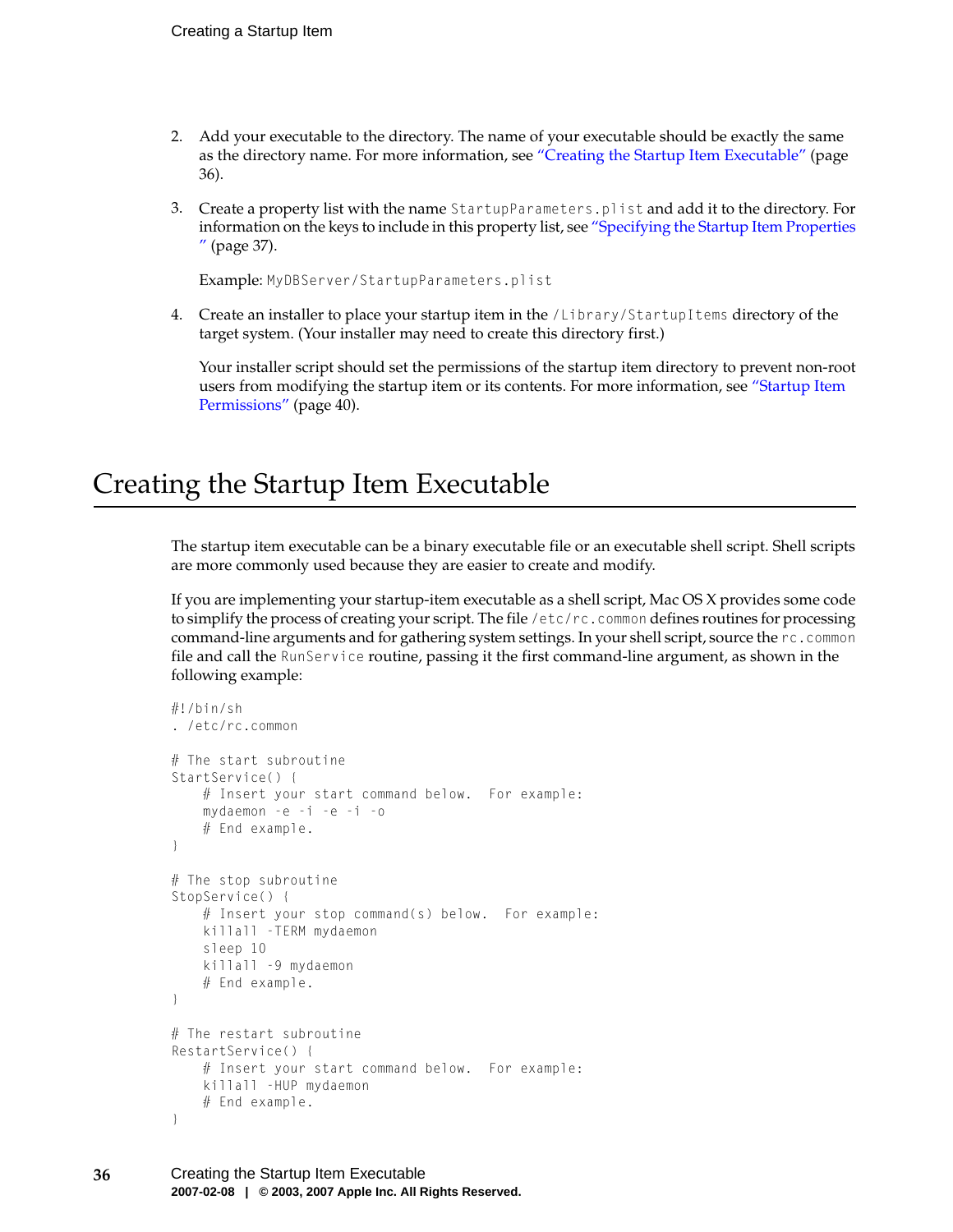2. Add your executable to the directory. The name of your executable should be exactly the same as the directory name. For more information, see "Creating the Startup Item Executable" (page 36).

3. Create a property list with the name `StartupParameters.plist` and add it to the directory. For information on the keys to include in this property list, see "Specifying the Startup Item Properties" (page 37).

   Example: `MyDBServer/StartupParameters.plist`

4. Create an installer to place your startup item in the `/Library/StartupItems` directory of the target system. (Your installer may need to create this directory first.)

   Your installer script should set the permissions of the startup item directory to prevent non-root users from modifying the startup item or its contents. For more information, see "Startup Item Permissions" (page 40).

## Creating the Startup Item Executable

The startup item executable can be a binary executable file or an executable shell script. Shell scripts are more commonly used because they are easier to create and modify.

If you are implementing your startup-item executable as a shell script, Mac OS X provides some code to simplify the process of creating your script. The file `/etc/rc.common` defines routines for processing command-line arguments and for gathering system settings. In your shell script, source the `rc.common` file and call the `RunService` routine, passing it the first command-line argument, as shown in the following example:

```
#!/bin/sh
. /etc/rc.common

# The start subroutine
StartService() {
    # Insert your start command below.  For example:
    mydaemon -e -i -e -i -o
    # End example.
}

# The stop subroutine
StopService() {
    # Insert your stop command(s) below.  For example:
    killall -TERM mydaemon
    sleep 10
    killall -9 mydaemon
    # End example.
}

# The restart subroutine
RestartService() {
    # Insert your start command below.  For example:
    killall -HUP mydaemon
    # End example.
}
```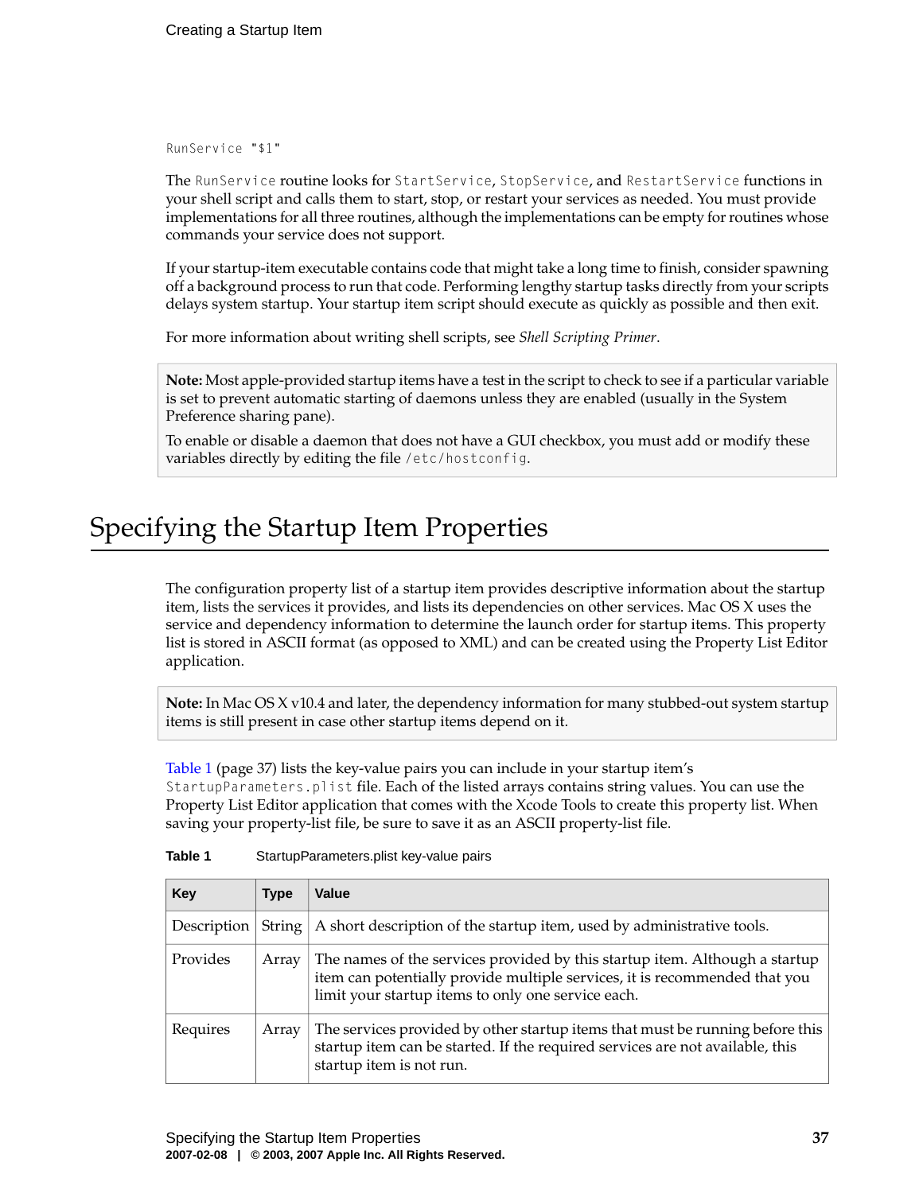```
RunService "$1"
```

The `RunService` routine looks for `StartService`, `StopService`, and `RestartService` functions in your shell script and calls them to start, stop, or restart your services as needed. You must provide implementations for all three routines, although the implementations can be empty for routines whose commands your service does not support.

If your startup-item executable contains code that might take a long time to finish, consider spawning off a background process to run that code. Performing lengthy startup tasks directly from your scripts delays system startup. Your startup item script should execute as quickly as possible and then exit.

For more information about writing shell scripts, see *Shell Scripting Primer*.

> **Note:** Most apple-provided startup items have a test in the script to check to see if a particular variable is set to prevent automatic starting of daemons unless they are enabled (usually in the System Preference sharing pane).
>
> To enable or disable a daemon that does not have a GUI checkbox, you must add or modify these variables directly by editing the file `/etc/hostconfig`.

## Specifying the Startup Item Properties

The configuration property list of a startup item provides descriptive information about the startup item, lists the services it provides, and lists its dependencies on other services. Mac OS X uses the service and dependency information to determine the launch order for startup items. This property list is stored in ASCII format (as opposed to XML) and can be created using the Property List Editor application.

> **Note:** In Mac OS X v10.4 and later, the dependency information for many stubbed-out system startup items is still present in case other startup items depend on it.

Table 1 (page 37) lists the key-value pairs you can include in your startup item's `StartupParameters.plist` file. Each of the listed arrays contains string values. You can use the Property List Editor application that comes with the Xcode Tools to create this property list. When saving your property-list file, be sure to save it as an ASCII property-list file.

**Table 1** StartupParameters.plist key-value pairs

| Key | Type | Value |
| --- | --- | --- |
| Description | String | A short description of the startup item, used by administrative tools. |
| Provides | Array | The names of the services provided by this startup item. Although a startup item can potentially provide multiple services, it is recommended that you limit your startup items to only one service each. |
| Requires | Array | The services provided by other startup items that must be running before this startup item can be started. If the required services are not available, this startup item is not run. |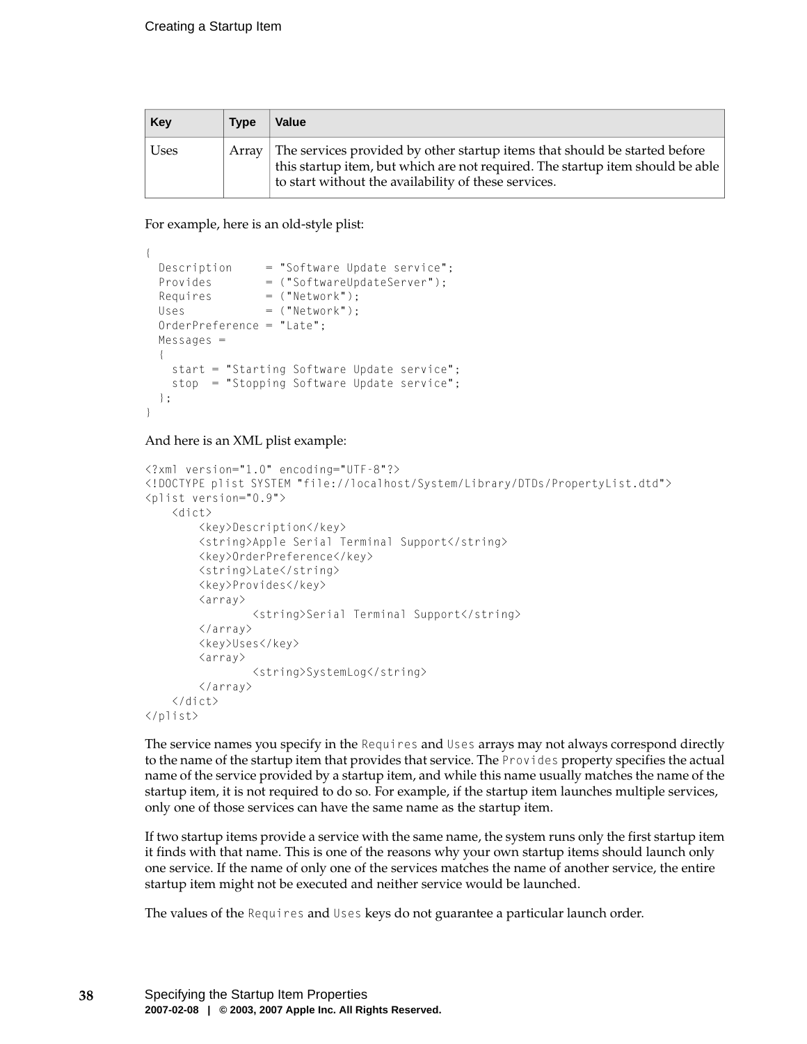| Key | Type | Value |
| --- | --- | --- |
| Uses | Array | The services provided by other startup items that should be started before this startup item, but which are not required. The startup item should be able to start without the availability of these services. |

For example, here is an old-style plist:

```
{
  Description     = "Software Update service";
  Provides        = ("SoftwareUpdateServer");
  Requires        = ("Network");
  Uses            = ("Network");
  OrderPreference = "Late";
  Messages =
  {
    start = "Starting Software Update service";
    stop  = "Stopping Software Update service";
  };
}
```

And here is an XML plist example:

```
<?xml version="1.0" encoding="UTF-8"?>
<!DOCTYPE plist SYSTEM "file://localhost/System/Library/DTDs/PropertyList.dtd">
<plist version="0.9">
    <dict>
        <key>Description</key>
        <string>Apple Serial Terminal Support</string>
        <key>OrderPreference</key>
        <string>Late</string>
        <key>Provides</key>
        <array>
                <string>Serial Terminal Support</string>
        </array>
        <key>Uses</key>
        <array>
                <string>SystemLog</string>
        </array>
    </dict>
</plist>
```

The service names you specify in the `Requires` and `Uses` arrays may not always correspond directly to the name of the startup item that provides that service. The `Provides` property specifies the actual name of the service provided by a startup item, and while this name usually matches the name of the startup item, it is not required to do so. For example, if the startup item launches multiple services, only one of those services can have the same name as the startup item.

If two startup items provide a service with the same name, the system runs only the first startup item it finds with that name. This is one of the reasons why your own startup items should launch only one service. If the name of only one of the services matches the name of another service, the entire startup item might not be executed and neither service would be launched.

The values of the `Requires` and `Uses` keys do not guarantee a particular launch order.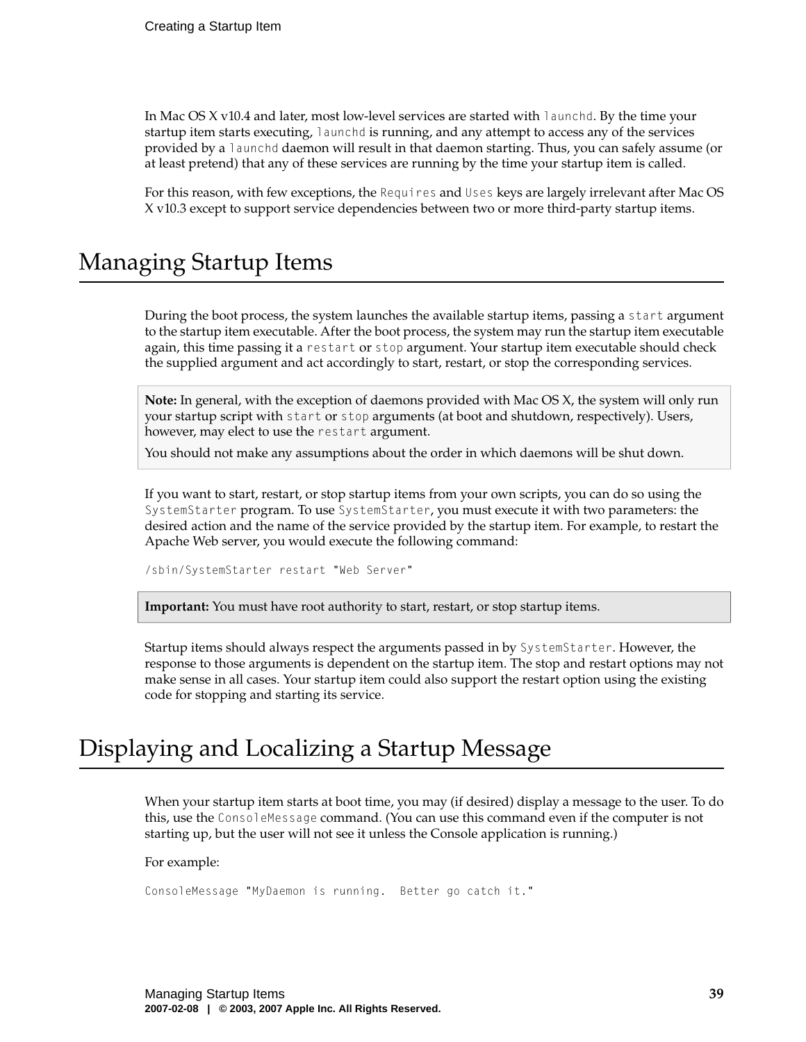In Mac OS X v10.4 and later, most low-level services are started with `launchd`. By the time your startup item starts executing, `launchd` is running, and any attempt to access any of the services provided by a `launchd` daemon will result in that daemon starting. Thus, you can safely assume (or at least pretend) that any of these services are running by the time your startup item is called.

For this reason, with few exceptions, the `Requires` and `Uses` keys are largely irrelevant after Mac OS X v10.3 except to support service dependencies between two or more third-party startup items.

# Managing Startup Items

During the boot process, the system launches the available startup items, passing a `start` argument to the startup item executable. After the boot process, the system may run the startup item executable again, this time passing it a `restart` or `stop` argument. Your startup item executable should check the supplied argument and act accordingly to start, restart, or stop the corresponding services.

> **Note:** In general, with the exception of daemons provided with Mac OS X, the system will only run your startup script with `start` or `stop` arguments (at boot and shutdown, respectively). Users, however, may elect to use the `restart` argument.
>
> You should not make any assumptions about the order in which daemons will be shut down.

If you want to start, restart, or stop startup items from your own scripts, you can do so using the `SystemStarter` program. To use `SystemStarter`, you must execute it with two parameters: the desired action and the name of the service provided by the startup item. For example, to restart the Apache Web server, you would execute the following command:

```
/sbin/SystemStarter restart "Web Server"
```

> **Important:** You must have root authority to start, restart, or stop startup items.

Startup items should always respect the arguments passed in by `SystemStarter`. However, the response to those arguments is dependent on the startup item. The stop and restart options may not make sense in all cases. Your startup item could also support the restart option using the existing code for stopping and starting its service.

# Displaying and Localizing a Startup Message

When your startup item starts at boot time, you may (if desired) display a message to the user. To do this, use the `ConsoleMessage` command. (You can use this command even if the computer is not starting up, but the user will not see it unless the Console application is running.)

For example:

```
ConsoleMessage "MyDaemon is running.  Better go catch it."
```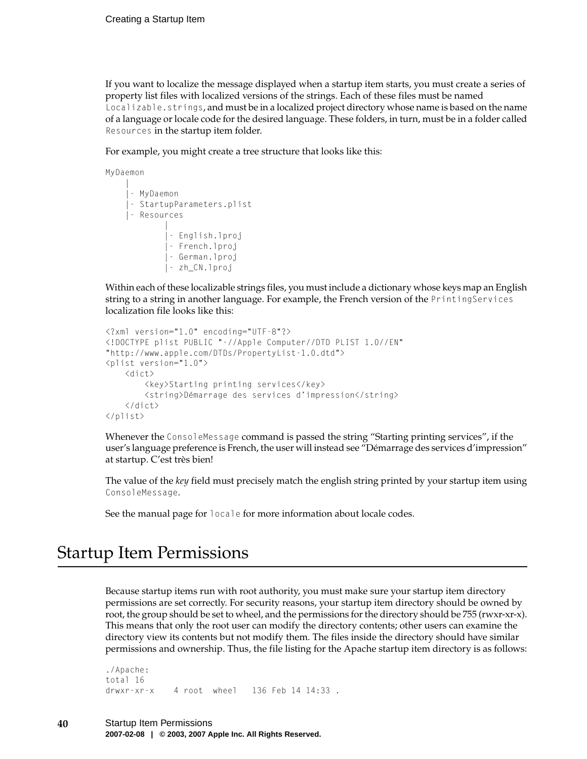If you want to localize the message displayed when a startup item starts, you must create a series of property list files with localized versions of the strings. Each of these files must be named `Localizable.strings`, and must be in a localized project directory whose name is based on the name of a language or locale code for the desired language. These folders, in turn, must be in a folder called `Resources` in the startup item folder.

For example, you might create a tree structure that looks like this:

```
MyDaemon
    |
    |- MyDaemon
    |- StartupParameters.plist
    |- Resources
            |
            |- English.lproj
            |- French.lproj
            |- German.lproj
            |- zh_CN.lproj
```

Within each of these localizable strings files, you must include a dictionary whose keys map an English string to a string in another language. For example, the French version of the `PrintingServices` localization file looks like this:

```
<?xml version="1.0" encoding="UTF-8"?>
<!DOCTYPE plist PUBLIC "-//Apple Computer//DTD PLIST 1.0//EN"
"http://www.apple.com/DTDs/PropertyList-1.0.dtd">
<plist version="1.0">
    <dict>
        <key>Starting printing services</key>
        <string>Démarrage des services d’impression</string>
    </dict>
</plist>
```

Whenever the `ConsoleMessage` command is passed the string “Starting printing services”, if the user’s language preference is French, the user will instead see “Démarrage des services d’impression” at startup. C’est très bien!

The value of the *key* field must precisely match the english string printed by your startup item using `ConsoleMessage`.

See the manual page for `locale` for more information about locale codes.

# Startup Item Permissions

Because startup items run with root authority, you must make sure your startup item directory permissions are set correctly. For security reasons, your startup item directory should be owned by root, the group should be set to wheel, and the permissions for the directory should be 755 (rwxr-xr-x). This means that only the root user can modify the directory contents; other users can examine the directory view its contents but not modify them. The files inside the directory should have similar permissions and ownership. Thus, the file listing for the Apache startup item directory is as follows:

```
./Apache:
total 16
drwxr-xr-x    4 root  wheel   136 Feb 14 14:33 .
```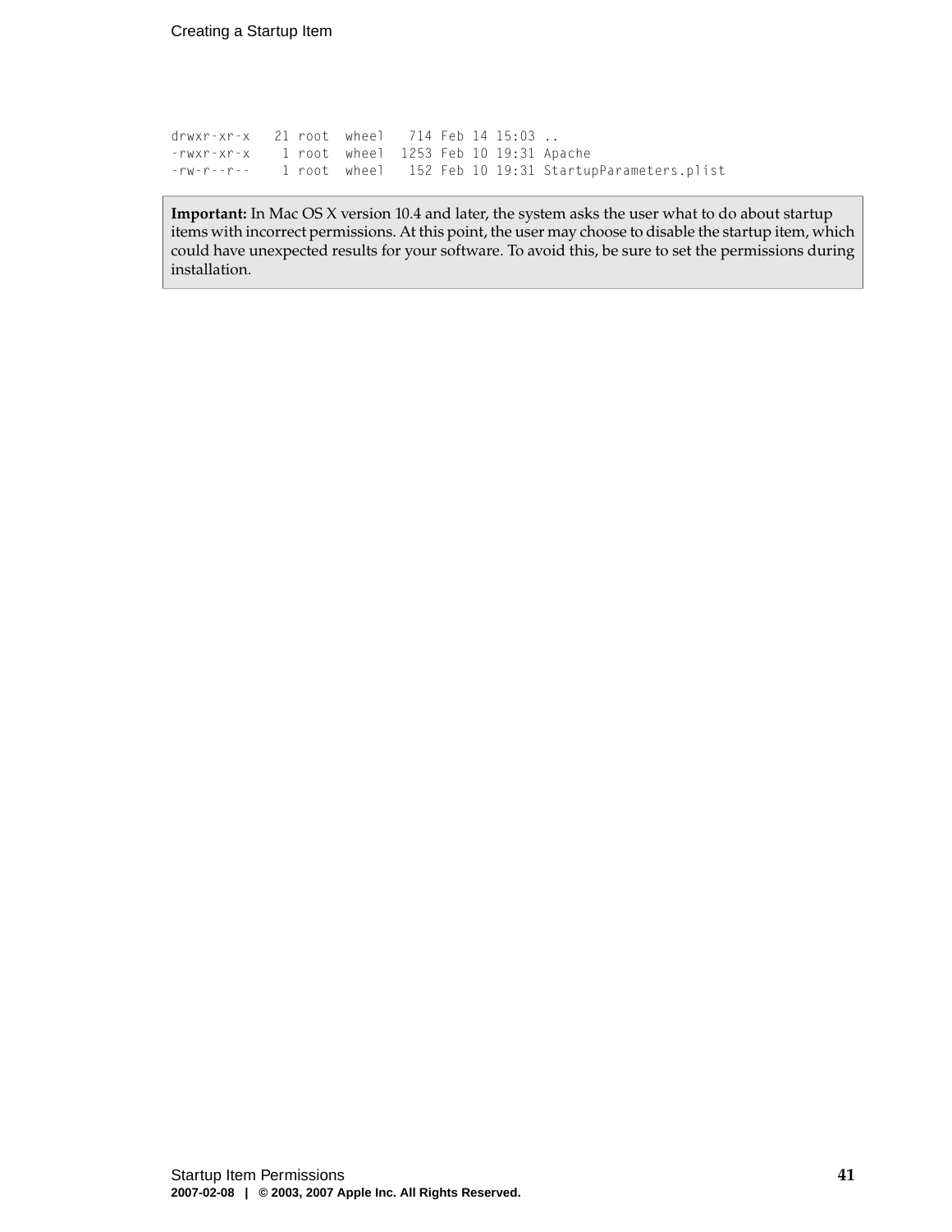```
drwxr-xr-x   21 root  wheel   714 Feb 14 15:03 ..
-rwxr-xr-x    1 root  wheel  1253 Feb 10 19:31 Apache
-rw-r--r--    1 root  wheel   152 Feb 10 19:31 StartupParameters.plist
```

> **Important:** In Mac OS X version 10.4 and later, the system asks the user what to do about startup items with incorrect permissions. At this point, the user may choose to disable the startup item, which could have unexpected results for your software. To avoid this, be sure to set the permissions during installation.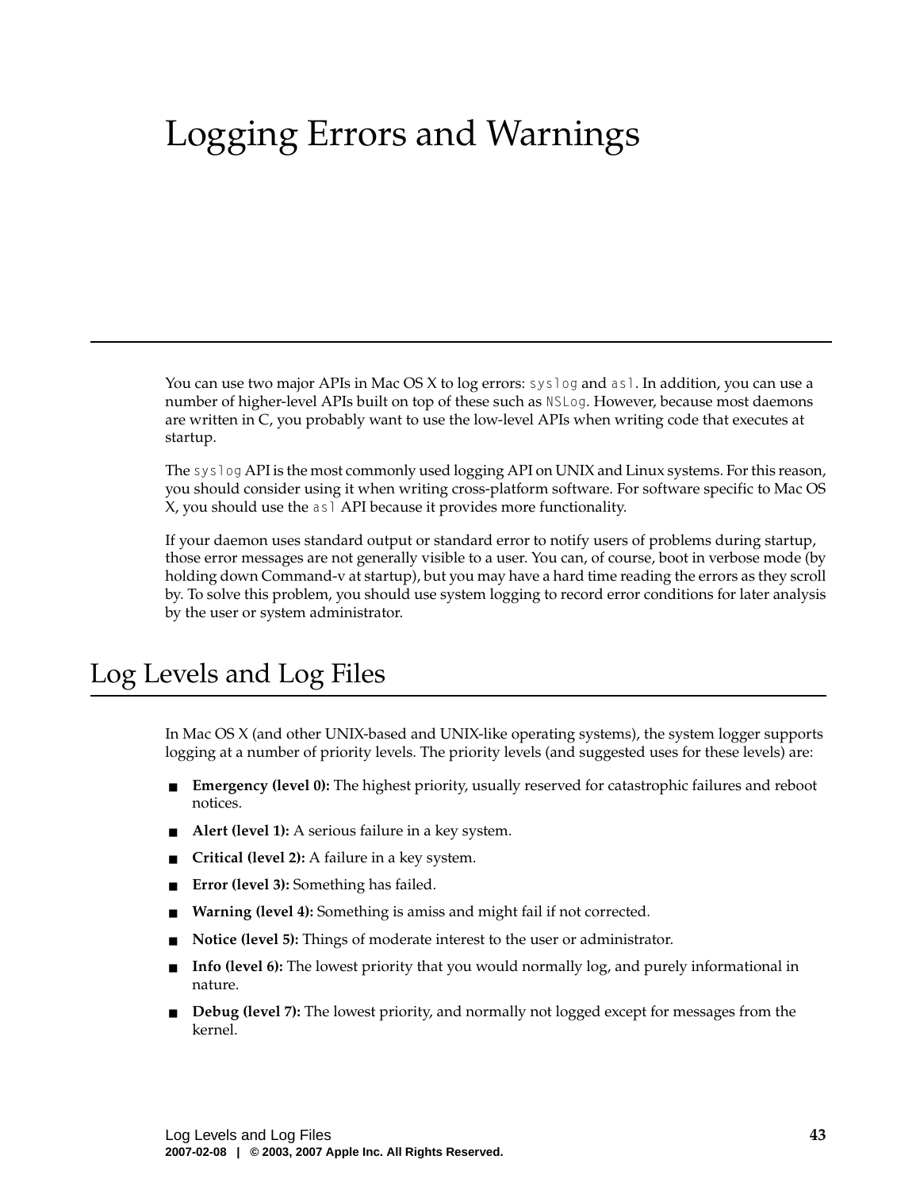# Logging Errors and Warnings

You can use two major APIs in Mac OS X to log errors: `syslog` and `asl`. In addition, you can use a number of higher-level APIs built on top of these such as `NSLog`. However, because most daemons are written in C, you probably want to use the low-level APIs when writing code that executes at startup.

The `syslog` API is the most commonly used logging API on UNIX and Linux systems. For this reason, you should consider using it when writing cross-platform software. For software specific to Mac OS X, you should use the `asl` API because it provides more functionality.

If your daemon uses standard output or standard error to notify users of problems during startup, those error messages are not generally visible to a user. You can, of course, boot in verbose mode (by holding down Command-v at startup), but you may have a hard time reading the errors as they scroll by. To solve this problem, you should use system logging to record error conditions for later analysis by the user or system administrator.

## Log Levels and Log Files

In Mac OS X (and other UNIX-based and UNIX-like operating systems), the system logger supports logging at a number of priority levels. The priority levels (and suggested uses for these levels) are:

- **Emergency (level 0):** The highest priority, usually reserved for catastrophic failures and reboot notices.
- **Alert (level 1):** A serious failure in a key system.
- **Critical (level 2):** A failure in a key system.
- **Error (level 3):** Something has failed.
- **Warning (level 4):** Something is amiss and might fail if not corrected.
- **Notice (level 5):** Things of moderate interest to the user or administrator.
- **Info (level 6):** The lowest priority that you would normally log, and purely informational in nature.
- **Debug (level 7):** The lowest priority, and normally not logged except for messages from the kernel.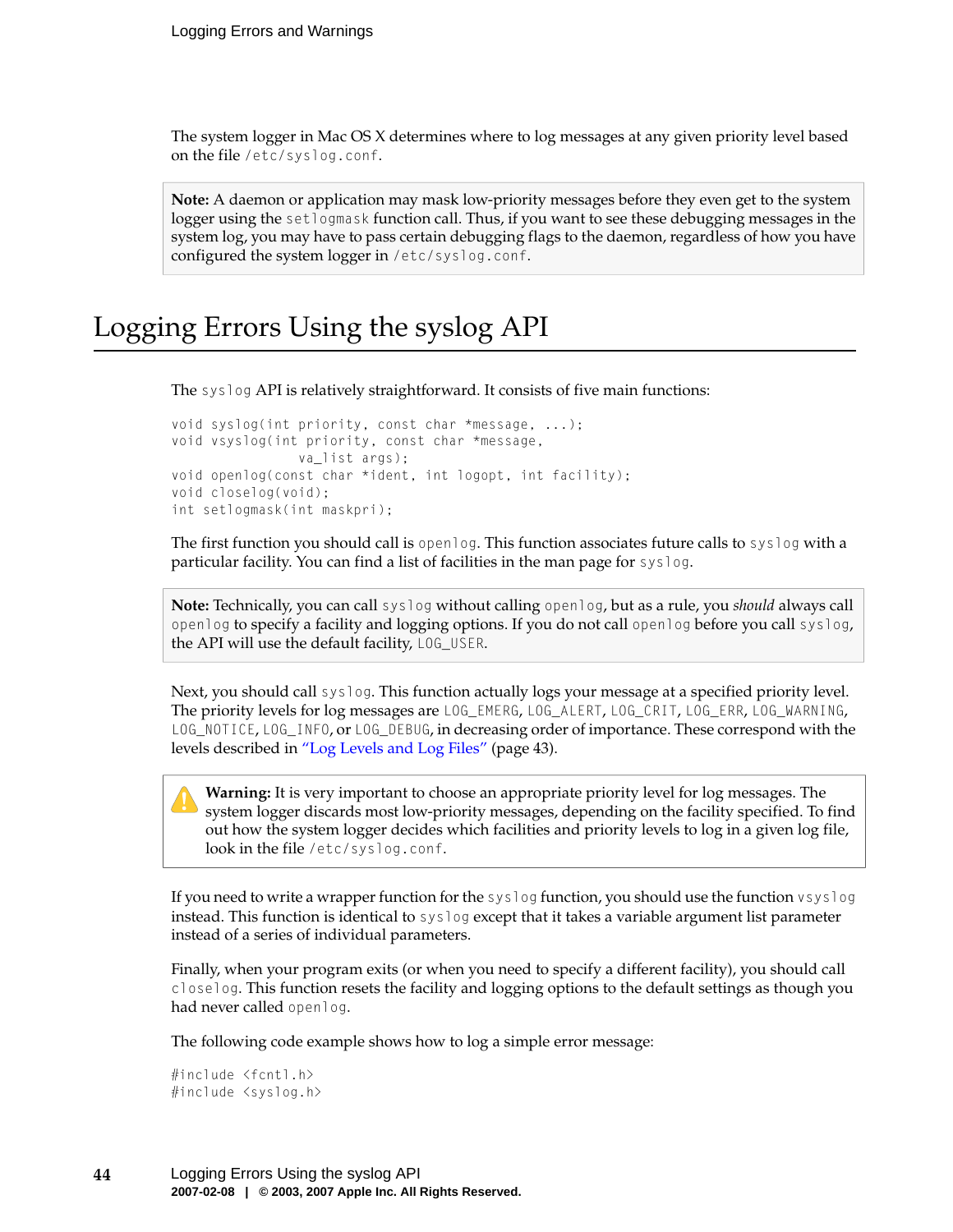The system logger in Mac OS X determines where to log messages at any given priority level based on the file `/etc/syslog.conf`.

> **Note:** A daemon or application may mask low-priority messages before they even get to the system logger using the `setlogmask` function call. Thus, if you want to see these debugging messages in the system log, you may have to pass certain debugging flags to the daemon, regardless of how you have configured the system logger in `/etc/syslog.conf`.

## Logging Errors Using the syslog API

The `syslog` API is relatively straightforward. It consists of five main functions:

```
void syslog(int priority, const char *message, ...);
void vsyslog(int priority, const char *message,
                va_list args);
void openlog(const char *ident, int logopt, int facility);
void closelog(void);
int setlogmask(int maskpri);
```

The first function you should call is `openlog`. This function associates future calls to `syslog` with a particular facility. You can find a list of facilities in the man page for `syslog`.

> **Note:** Technically, you can call `syslog` without calling `openlog`, but as a rule, you *should* always call `openlog` to specify a facility and logging options. If you do not call `openlog` before you call `syslog`, the API will use the default facility, `LOG_USER`.

Next, you should call `syslog`. This function actually logs your message at a specified priority level. The priority levels for log messages are `LOG_EMERG`, `LOG_ALERT`, `LOG_CRIT`, `LOG_ERR`, `LOG_WARNING`, `LOG_NOTICE`, `LOG_INFO`, or `LOG_DEBUG`, in decreasing order of importance. These correspond with the levels described in "Log Levels and Log Files" (page 43).

> **Warning:** It is very important to choose an appropriate priority level for log messages. The system logger discards most low-priority messages, depending on the facility specified. To find out how the system logger decides which facilities and priority levels to log in a given log file, look in the file `/etc/syslog.conf`.

If you need to write a wrapper function for the `syslog` function, you should use the function `vsyslog` instead. This function is identical to `syslog` except that it takes a variable argument list parameter instead of a series of individual parameters.

Finally, when your program exits (or when you need to specify a different facility), you should call `closelog`. This function resets the facility and logging options to the default settings as though you had never called `openlog`.

The following code example shows how to log a simple error message:

```
#include <fcntl.h>
#include <syslog.h>
```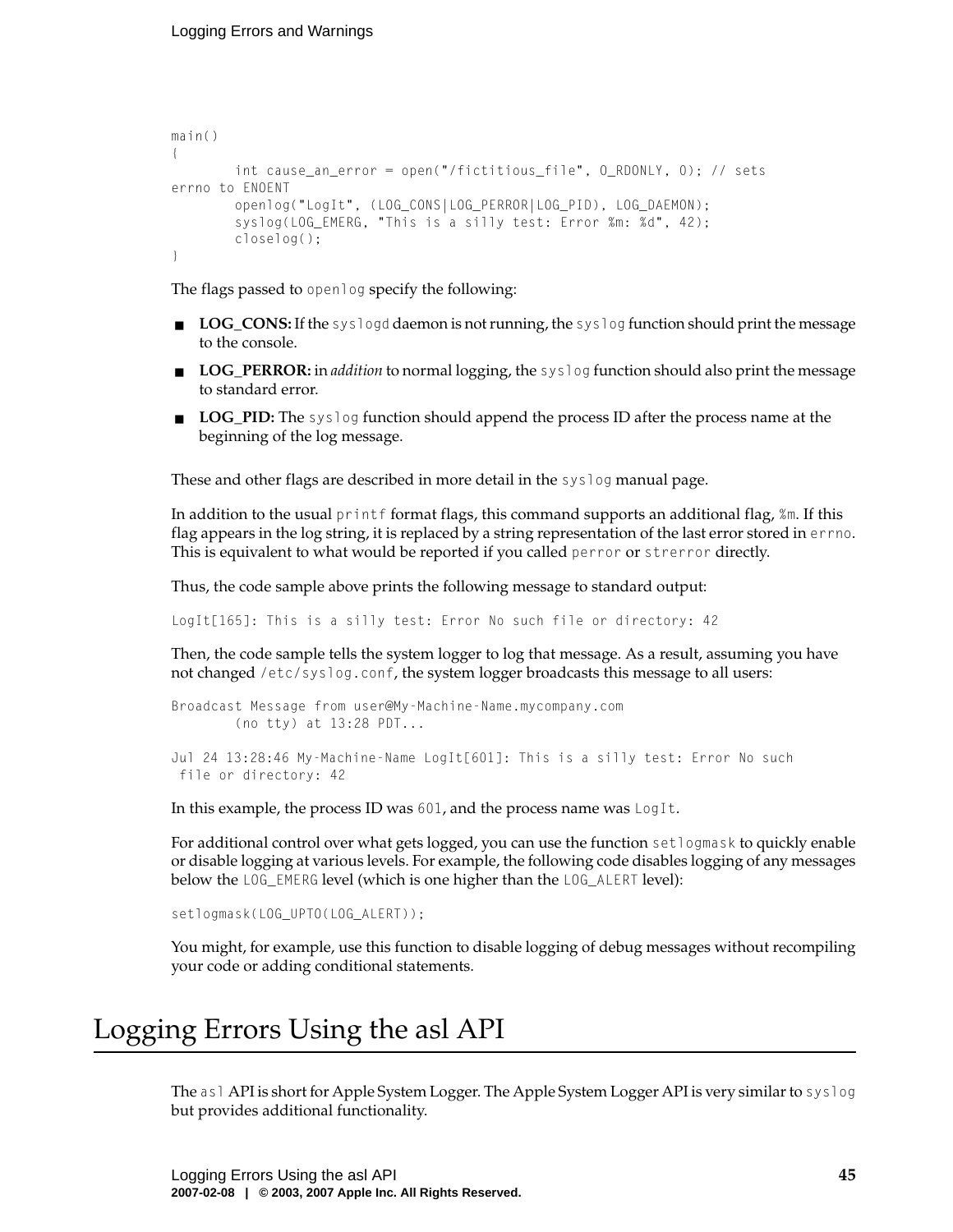```
main()
{
        int cause_an_error = open("/fictitious_file", O_RDONLY, 0); // sets
errno to ENOENT
        openlog("LogIt", (LOG_CONS|LOG_PERROR|LOG_PID), LOG_DAEMON);
        syslog(LOG_EMERG, "This is a silly test: Error %m: %d", 42);
        closelog();
}
```

The flags passed to `openlog` specify the following:

- **LOG_CONS:** If the `syslogd` daemon is not running, the `syslog` function should print the message to the console.
- **LOG_PERROR:** in *addition* to normal logging, the `syslog` function should also print the message to standard error.
- **LOG_PID:** The `syslog` function should append the process ID after the process name at the beginning of the log message.

These and other flags are described in more detail in the `syslog` manual page.

In addition to the usual `printf` format flags, this command supports an additional flag, `%m`. If this flag appears in the log string, it is replaced by a string representation of the last error stored in `errno`. This is equivalent to what would be reported if you called `perror` or `strerror` directly.

Thus, the code sample above prints the following message to standard output:

```
LogIt[165]: This is a silly test: Error No such file or directory: 42
```

Then, the code sample tells the system logger to log that message. As a result, assuming you have not changed `/etc/syslog.conf`, the system logger broadcasts this message to all users:

```
Broadcast Message from user@My-Machine-Name.mycompany.com
        (no tty) at 13:28 PDT...

Jul 24 13:28:46 My-Machine-Name LogIt[601]: This is a silly test: Error No such
 file or directory: 42
```

In this example, the process ID was `601`, and the process name was `LogIt`.

For additional control over what gets logged, you can use the function `setlogmask` to quickly enable or disable logging at various levels. For example, the following code disables logging of any messages below the `LOG_EMERG` level (which is one higher than the `LOG_ALERT` level):

```
setlogmask(LOG_UPTO(LOG_ALERT));
```

You might, for example, use this function to disable logging of debug messages without recompiling your code or adding conditional statements.

# Logging Errors Using the asl API

The `asl` API is short for Apple System Logger. The Apple System Logger API is very similar to `syslog` but provides additional functionality.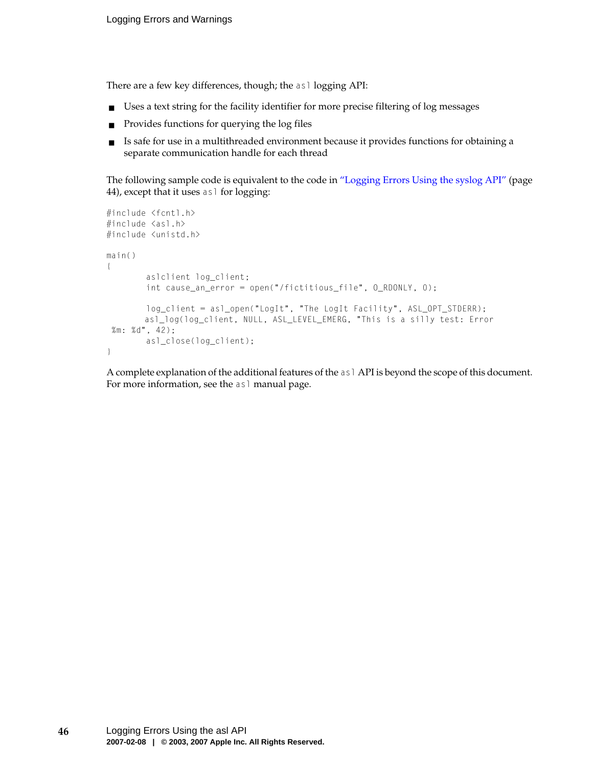There are a few key differences, though; the `asl` logging API:

- Uses a text string for the facility identifier for more precise filtering of log messages
- Provides functions for querying the log files
- Is safe for use in a multithreaded environment because it provides functions for obtaining a separate communication handle for each thread

The following sample code is equivalent to the code in "Logging Errors Using the syslog API" (page 44), except that it uses `asl` for logging:

```
#include <fcntl.h>
#include <asl.h>
#include <unistd.h>

main()
{
        aslclient log_client;
        int cause_an_error = open("/fictitious_file", O_RDONLY, 0);

        log_client = asl_open("LogIt", "The LogIt Facility", ASL_OPT_STDERR);
       asl_log(log_client, NULL, ASL_LEVEL_EMERG, "This is a silly test: Error
 %m: %d", 42);
        asl_close(log_client);
}
```

A complete explanation of the additional features of the `asl` API is beyond the scope of this document. For more information, see the `asl` manual page.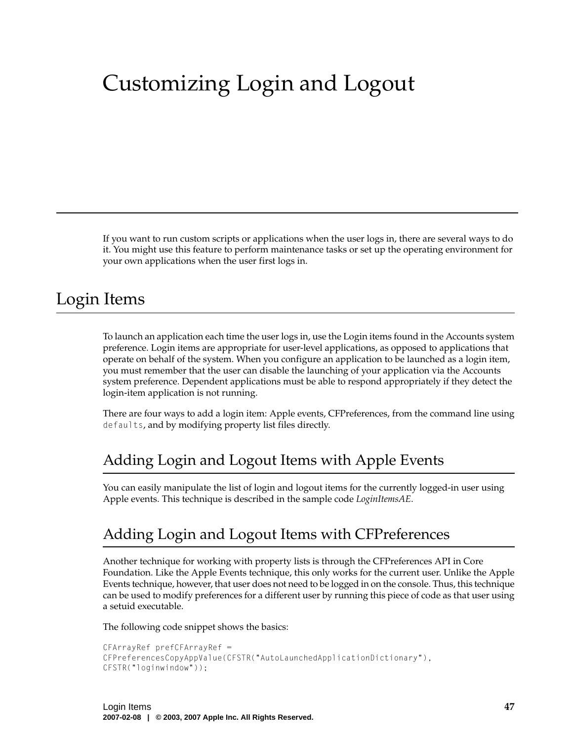# Customizing Login and Logout

If you want to run custom scripts or applications when the user logs in, there are several ways to do it. You might use this feature to perform maintenance tasks or set up the operating environment for your own applications when the user first logs in.

## Login Items

To launch an application each time the user logs in, use the Login items found in the Accounts system preference. Login items are appropriate for user-level applications, as opposed to applications that operate on behalf of the system. When you configure an application to be launched as a login item, you must remember that the user can disable the launching of your application via the Accounts system preference. Dependent applications must be able to respond appropriately if they detect the login-item application is not running.

There are four ways to add a login item: Apple events, CFPreferences, from the command line using `defaults`, and by modifying property list files directly.

### Adding Login and Logout Items with Apple Events

You can easily manipulate the list of login and logout items for the currently logged-in user using Apple events. This technique is described in the sample code *LoginItemsAE*.

### Adding Login and Logout Items with CFPreferences

Another technique for working with property lists is through the CFPreferences API in Core Foundation. Like the Apple Events technique, this only works for the current user. Unlike the Apple Events technique, however, that user does not need to be logged in on the console. Thus, this technique can be used to modify preferences for a different user by running this piece of code as that user using a setuid executable.

The following code snippet shows the basics:

```
CFArrayRef prefCFArrayRef =
CFPreferencesCopyAppValue(CFSTR("AutoLaunchedApplicationDictionary"),
CFSTR("loginwindow"));
```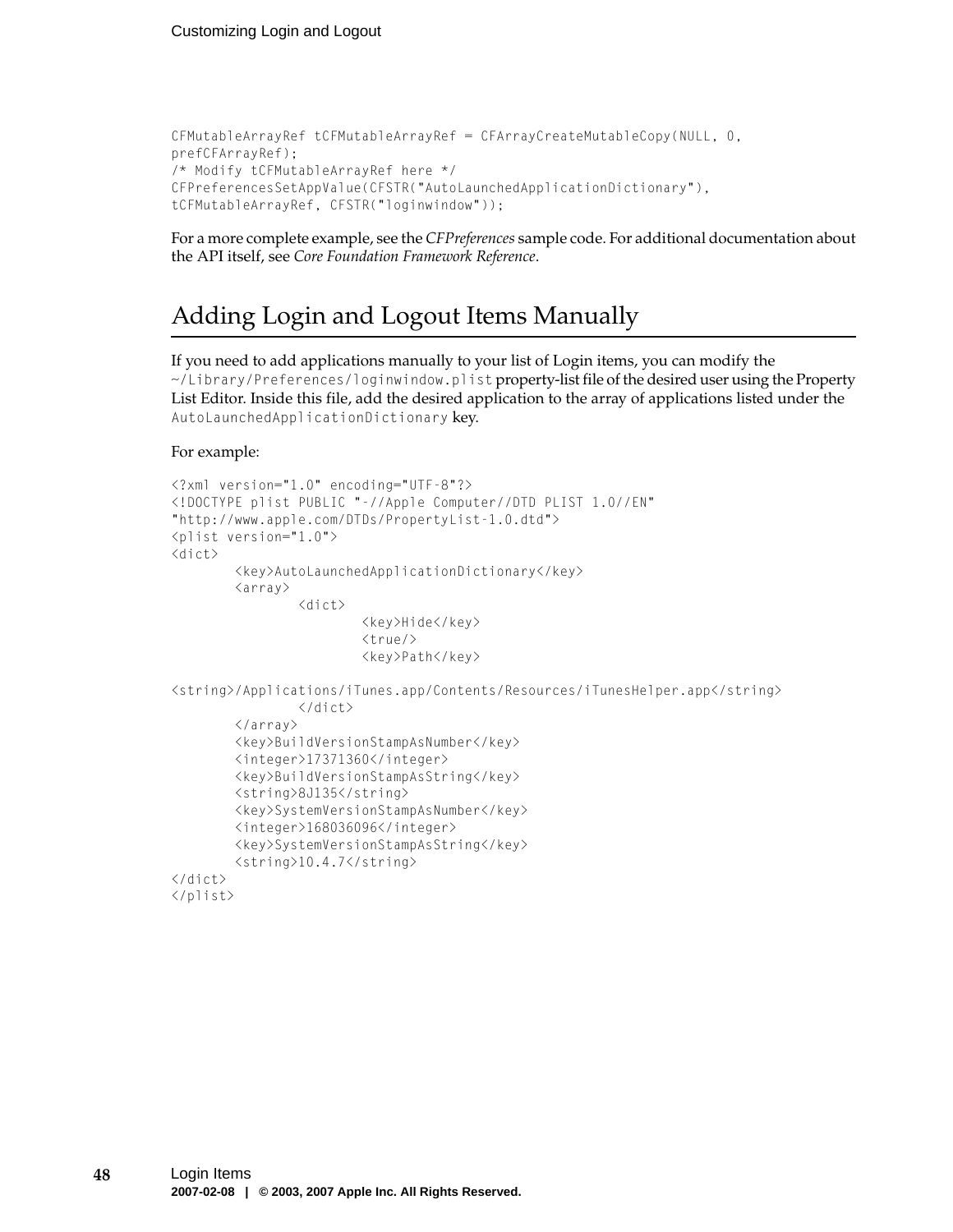```
CFMutableArrayRef tCFMutableArrayRef = CFArrayCreateMutableCopy(NULL, 0,
prefCFArrayRef);
/* Modify tCFMutableArrayRef here */
CFPreferencesSetAppValue(CFSTR("AutoLaunchedApplicationDictionary"),
tCFMutableArrayRef, CFSTR("loginwindow"));
```

For a more complete example, see the *CFPreferences* sample code. For additional documentation about the API itself, see *Core Foundation Framework Reference*.

## Adding Login and Logout Items Manually

If you need to add applications manually to your list of Login items, you can modify the `~/Library/Preferences/loginwindow.plist` property-list file of the desired user using the Property List Editor. Inside this file, add the desired application to the array of applications listed under the `AutoLaunchedApplicationDictionary` key.

For example:

```
<?xml version="1.0" encoding="UTF-8"?>
<!DOCTYPE plist PUBLIC "-//Apple Computer//DTD PLIST 1.0//EN"
"http://www.apple.com/DTDs/PropertyList-1.0.dtd">
<plist version="1.0">
<dict>
        <key>AutoLaunchedApplicationDictionary</key>
        <array>
                <dict>
                        <key>Hide</key>
                        <true/>
                        <key>Path</key>

<string>/Applications/iTunes.app/Contents/Resources/iTunesHelper.app</string>
                </dict>
        </array>
        <key>BuildVersionStampAsNumber</key>
        <integer>17371360</integer>
        <key>BuildVersionStampAsString</key>
        <string>8J135</string>
        <key>SystemVersionStampAsNumber</key>
        <integer>168036096</integer>
        <key>SystemVersionStampAsString</key>
        <string>10.4.7</string>
</dict>
</plist>
```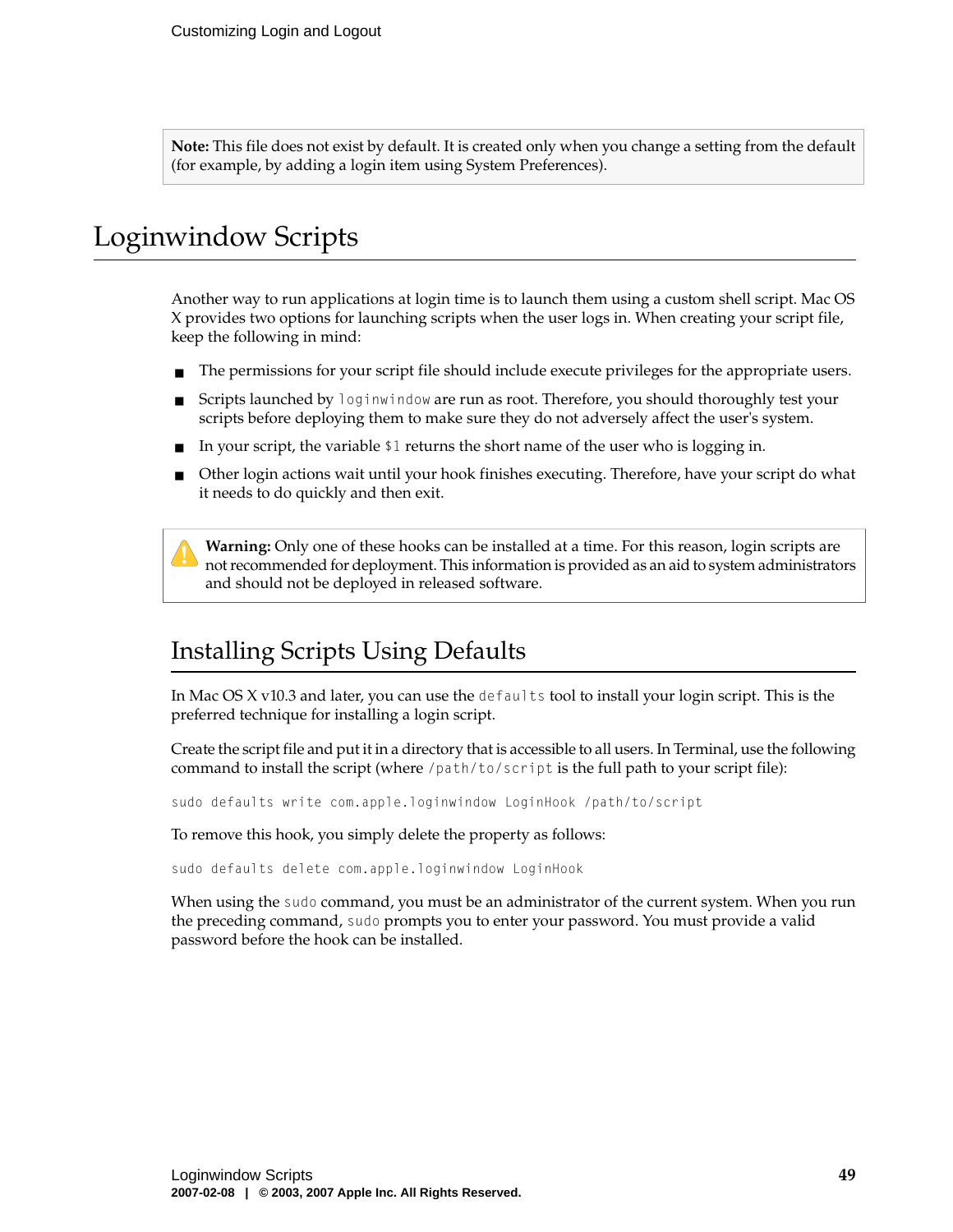**Note:** This file does not exist by default. It is created only when you change a setting from the default (for example, by adding a login item using System Preferences).

# Loginwindow Scripts

Another way to run applications at login time is to launch them using a custom shell script. Mac OS X provides two options for launching scripts when the user logs in. When creating your script file, keep the following in mind:

- The permissions for your script file should include execute privileges for the appropriate users.
- Scripts launched by `loginwindow` are run as root. Therefore, you should thoroughly test your scripts before deploying them to make sure they do not adversely affect the user's system.
- In your script, the variable `$1` returns the short name of the user who is logging in.
- Other login actions wait until your hook finishes executing. Therefore, have your script do what it needs to do quickly and then exit.

**Warning:** Only one of these hooks can be installed at a time. For this reason, login scripts are not recommended for deployment. This information is provided as an aid to system administrators and should not be deployed in released software.

## Installing Scripts Using Defaults

In Mac OS X v10.3 and later, you can use the `defaults` tool to install your login script. This is the preferred technique for installing a login script.

Create the script file and put it in a directory that is accessible to all users. In Terminal, use the following command to install the script (where `/path/to/script` is the full path to your script file):

```
sudo defaults write com.apple.loginwindow LoginHook /path/to/script
```

To remove this hook, you simply delete the property as follows:

```
sudo defaults delete com.apple.loginwindow LoginHook
```

When using the `sudo` command, you must be an administrator of the current system. When you run the preceding command, `sudo` prompts you to enter your password. You must provide a valid password before the hook can be installed.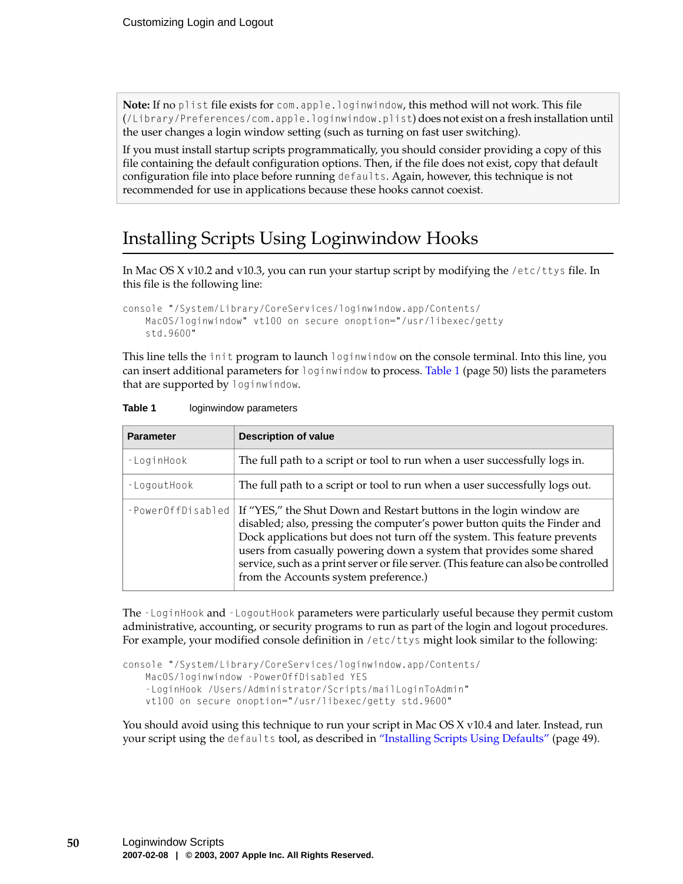**Note:** If no `plist` file exists for `com.apple.loginwindow`, this method will not work. This file (`/Library/Preferences/com.apple.loginwindow.plist`) does not exist on a fresh installation until the user changes a login window setting (such as turning on fast user switching).

If you must install startup scripts programmatically, you should consider providing a copy of this file containing the default configuration options. Then, if the file does not exist, copy that default configuration file into place before running `defaults`. Again, however, this technique is not recommended for use in applications because these hooks cannot coexist.

## Installing Scripts Using Loginwindow Hooks

In Mac OS X v10.2 and v10.3, you can run your startup script by modifying the `/etc/ttys` file. In this file is the following line:

```
console "/System/Library/CoreServices/loginwindow.app/Contents/
    MacOS/loginwindow" vt100 on secure onoption="/usr/libexec/getty
    std.9600"
```

This line tells the `init` program to launch `loginwindow` on the console terminal. Into this line, you can insert additional parameters for `loginwindow` to process. Table 1 (page 50) lists the parameters that are supported by `loginwindow`.

**Table 1** loginwindow parameters

| Parameter | Description of value |
| --- | --- |
| `-LoginHook` | The full path to a script or tool to run when a user successfully logs in. |
| `-LogoutHook` | The full path to a script or tool to run when a user successfully logs out. |
| `-PowerOffDisabled` | If "YES," the Shut Down and Restart buttons in the login window are disabled; also, pressing the computer's power button quits the Finder and Dock applications but does not turn off the system. This feature prevents users from casually powering down a system that provides some shared service, such as a print server or file server. (This feature can also be controlled from the Accounts system preference.) |

The `-LoginHook` and `-LogoutHook` parameters were particularly useful because they permit custom administrative, accounting, or security programs to run as part of the login and logout procedures. For example, your modified console definition in `/etc/ttys` might look similar to the following:

```
console "/System/Library/CoreServices/loginwindow.app/Contents/
    MacOS/loginwindow -PowerOffDisabled YES
    -LoginHook /Users/Administrator/Scripts/mailLoginToAdmin"
    vt100 on secure onoption="/usr/libexec/getty std.9600"
```

You should avoid using this technique to run your script in Mac OS X v10.4 and later. Instead, run your script using the `defaults` tool, as described in "Installing Scripts Using Defaults" (page 49).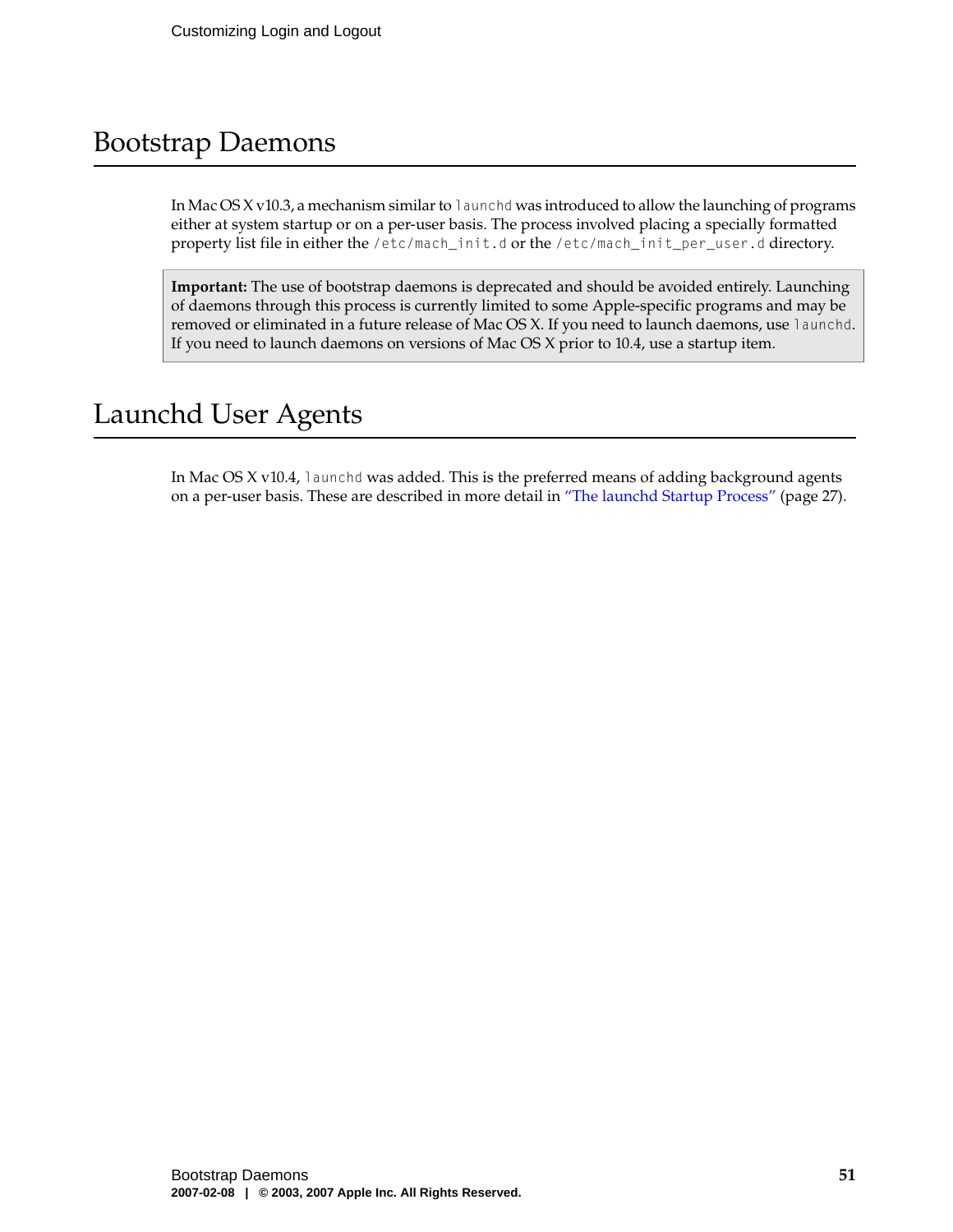# Bootstrap Daemons

In Mac OS X v10.3, a mechanism similar to `launchd` was introduced to allow the launching of programs either at system startup or on a per-user basis. The process involved placing a specially formatted property list file in either the `/etc/mach_init.d` or the `/etc/mach_init_per_user.d` directory.

> **Important:** The use of bootstrap daemons is deprecated and should be avoided entirely. Launching of daemons through this process is currently limited to some Apple-specific programs and may be removed or eliminated in a future release of Mac OS X. If you need to launch daemons, use `launchd`. If you need to launch daemons on versions of Mac OS X prior to 10.4, use a startup item.

# Launchd User Agents

In Mac OS X v10.4, `launchd` was added. This is the preferred means of adding background agents on a per-user basis. These are described in more detail in "The launchd Startup Process" (page 27).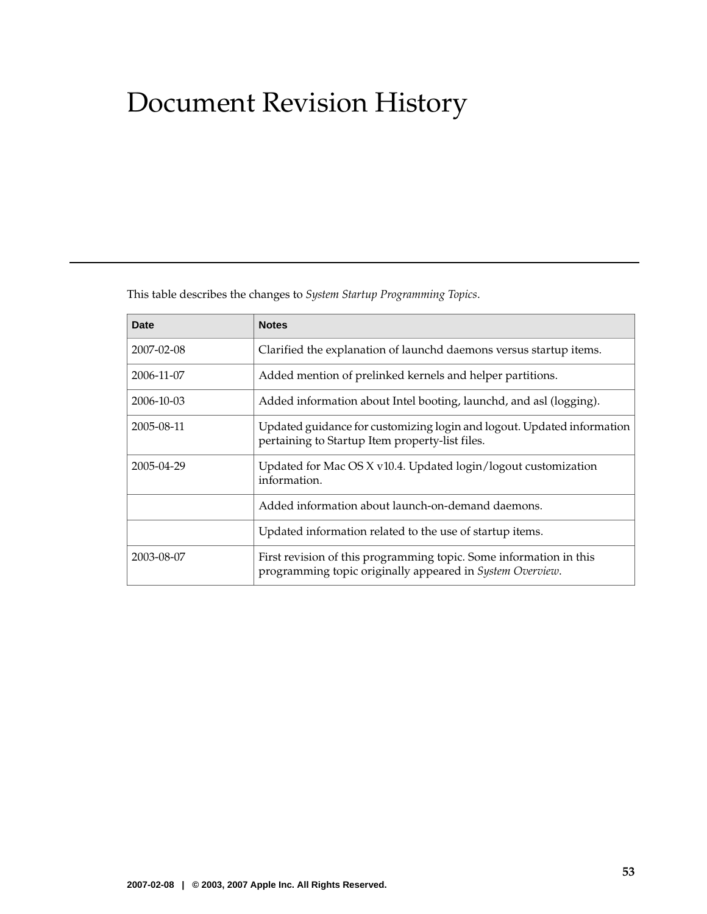# Document Revision History

This table describes the changes to *System Startup Programming Topics*.

| Date | Notes |
| --- | --- |
| 2007-02-08 | Clarified the explanation of launchd daemons versus startup items. |
| 2006-11-07 | Added mention of prelinked kernels and helper partitions. |
| 2006-10-03 | Added information about Intel booting, launchd, and asl (logging). |
| 2005-08-11 | Updated guidance for customizing login and logout. Updated information pertaining to Startup Item property-list files. |
| 2005-04-29 | Updated for Mac OS X v10.4. Updated login/logout customization information. |
| | Added information about launch-on-demand daemons. |
| | Updated information related to the use of startup items. |
| 2003-08-07 | First revision of this programming topic. Some information in this programming topic originally appeared in *System Overview*. |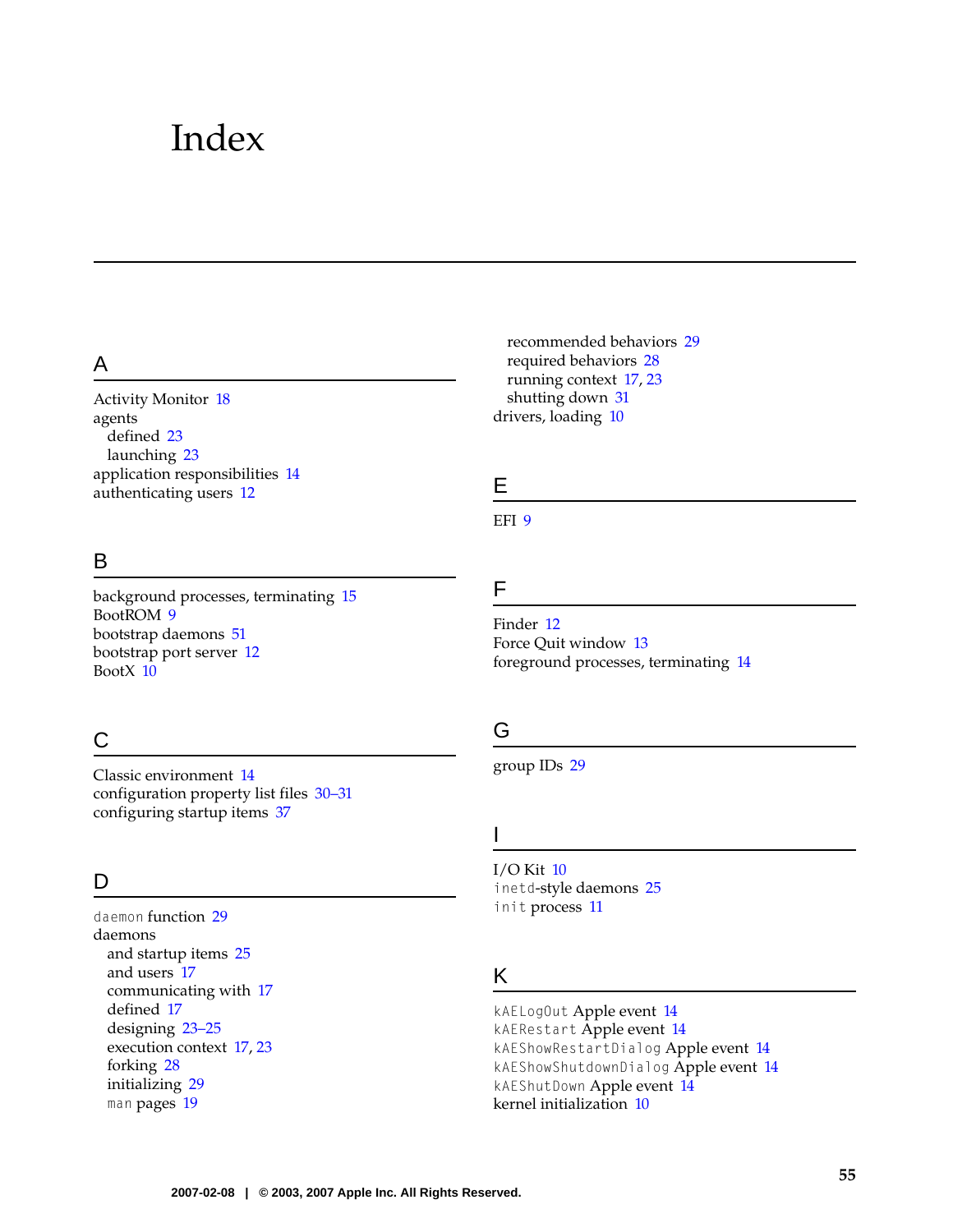# Index

## A

Activity Monitor 18
agents
  defined 23
  launching 23
application responsibilities 14
authenticating users 12

## B

background processes, terminating 15
BootROM 9
bootstrap daemons 51
bootstrap port server 12
BootX 10

## C

Classic environment 14
configuration property list files 30–31
configuring startup items 37

## D

`daemon` function 29
daemons
  and startup items 25
  and users 17
  communicating with 17
  defined 17
  designing 23–25
  execution context 17, 23
  forking 28
  initializing 29
  `man` pages 19
  recommended behaviors 29
  required behaviors 28
  running context 17, 23
  shutting down 31
drivers, loading 10

## E

EFI 9

## F

Finder 12
Force Quit window 13
foreground processes, terminating 14

## G

group IDs 29

## I

I/O Kit 10
`inetd`-style daemons 25
`init` process 11

## K

`kAELogOut` Apple event 14
`kAERestart` Apple event 14
`kAEShowRestartDialog` Apple event 14
`kAEShowShutdownDialog` Apple event 14
`kAEShutDown` Apple event 14
kernel initialization 10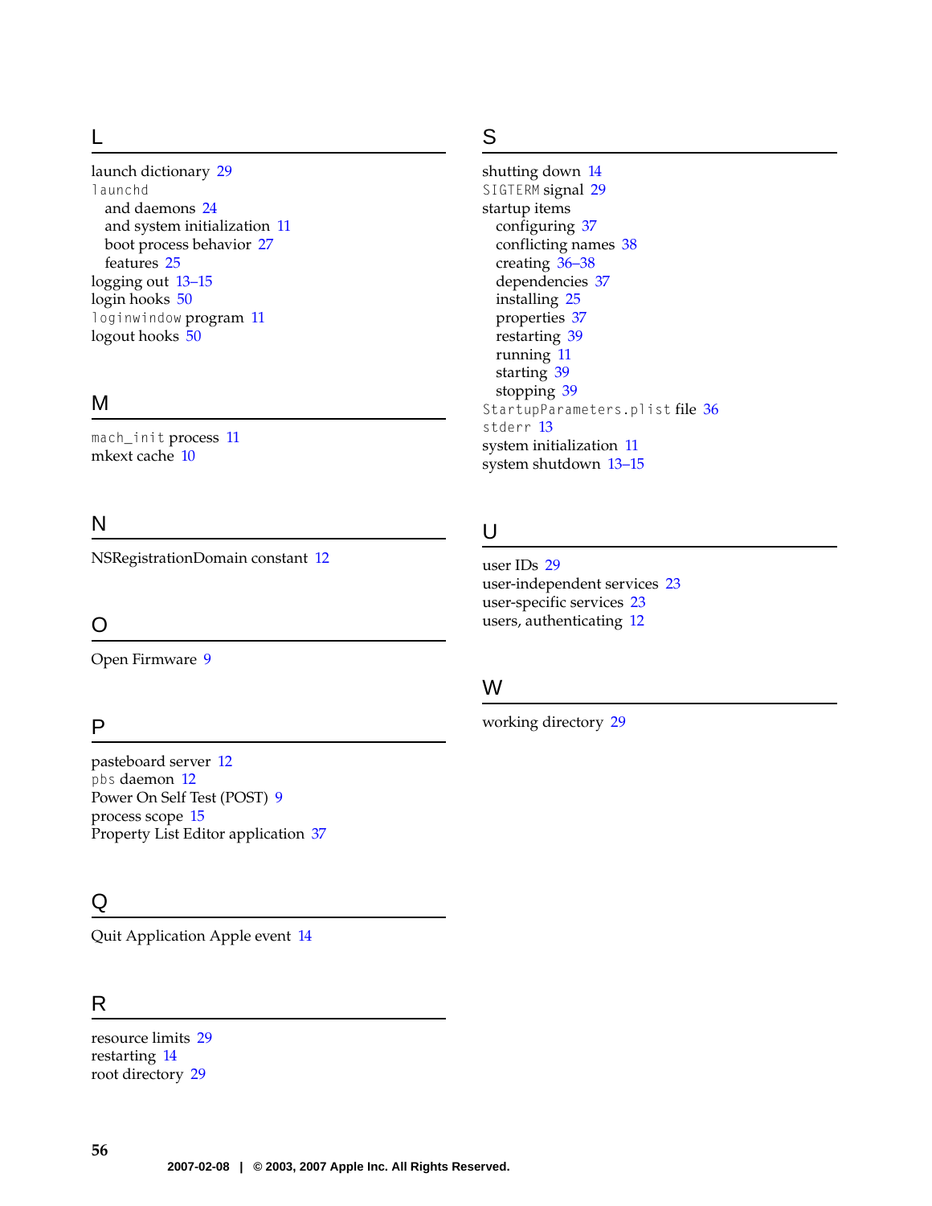## L

launch dictionary 29
launchd
  and daemons 24
  and system initialization 11
  boot process behavior 27
  features 25
logging out 13–15
login hooks 50
loginwindow program 11
logout hooks 50

## M

mach_init process 11
mkext cache 10

## N

NSRegistrationDomain constant 12

## O

Open Firmware 9

## P

pasteboard server 12
pbs daemon 12
Power On Self Test (POST) 9
process scope 15
Property List Editor application 37

## Q

Quit Application Apple event 14

## R

resource limits 29
restarting 14
root directory 29

## S

shutting down 14
SIGTERM signal 29
startup items
  configuring 37
  conflicting names 38
  creating 36–38
  dependencies 37
  installing 25
  properties 37
  restarting 39
  running 11
  starting 39
  stopping 39
StartupParameters.plist file 36
stderr 13
system initialization 11
system shutdown 13–15

## U

user IDs 29
user-independent services 23
user-specific services 23
users, authenticating 12

## W

working directory 29